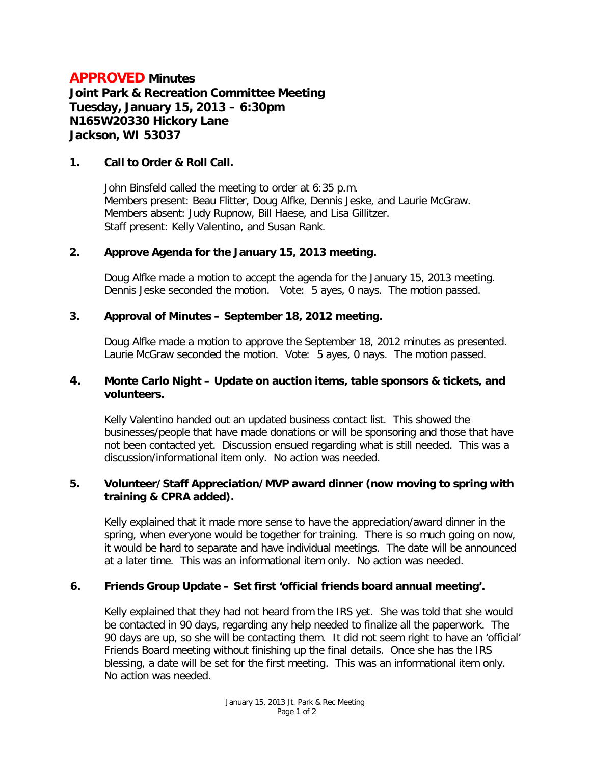# **APPROVED** Minutes

**Joint Park & Recreation Committee Meeting**
**Tuesday, January 15, 2013 – 6:30pm**
**N165W20330 Hickory Lane**
**Jackson, WI 53037**

**1. Call to Order & Roll Call.**

John Binsfeld called the meeting to order at 6:35 p.m.
Members present: Beau Flitter, Doug Alfke, Dennis Jeske, and Laurie McGraw.
Members absent: Judy Rupnow, Bill Haese, and Lisa Gillitzer.
Staff present: Kelly Valentino, and Susan Rank.

**2. Approve Agenda for the January 15, 2013 meeting.**

Doug Alfke made a motion to accept the agenda for the January 15, 2013 meeting. Dennis Jeske seconded the motion. Vote: 5 ayes, 0 nays. The motion passed.

**3. Approval of Minutes – September 18, 2012 meeting.**

Doug Alfke made a motion to approve the September 18, 2012 minutes as presented. Laurie McGraw seconded the motion. Vote: 5 ayes, 0 nays. The motion passed.

**4. Monte Carlo Night – Update on auction items, table sponsors & tickets, and volunteers.**

Kelly Valentino handed out an updated business contact list. This showed the businesses/people that have made donations or will be sponsoring and those that have not been contacted yet. Discussion ensued regarding what is still needed. This was a discussion/informational item only. No action was needed.

**5. Volunteer/Staff Appreciation/MVP award dinner (now moving to spring with training & CPRA added).**

Kelly explained that it made more sense to have the appreciation/award dinner in the spring, when everyone would be together for training. There is so much going on now, it would be hard to separate and have individual meetings. The date will be announced at a later time. This was an informational item only. No action was needed.

**6. Friends Group Update – Set first 'official friends board annual meeting'.**

Kelly explained that they had not heard from the IRS yet. She was told that she would be contacted in 90 days, regarding any help needed to finalize all the paperwork. The 90 days are up, so she will be contacting them. It did not seem right to have an 'official' Friends Board meeting without finishing up the final details. Once she has the IRS blessing, a date will be set for the first meeting. This was an informational item only. No action was needed.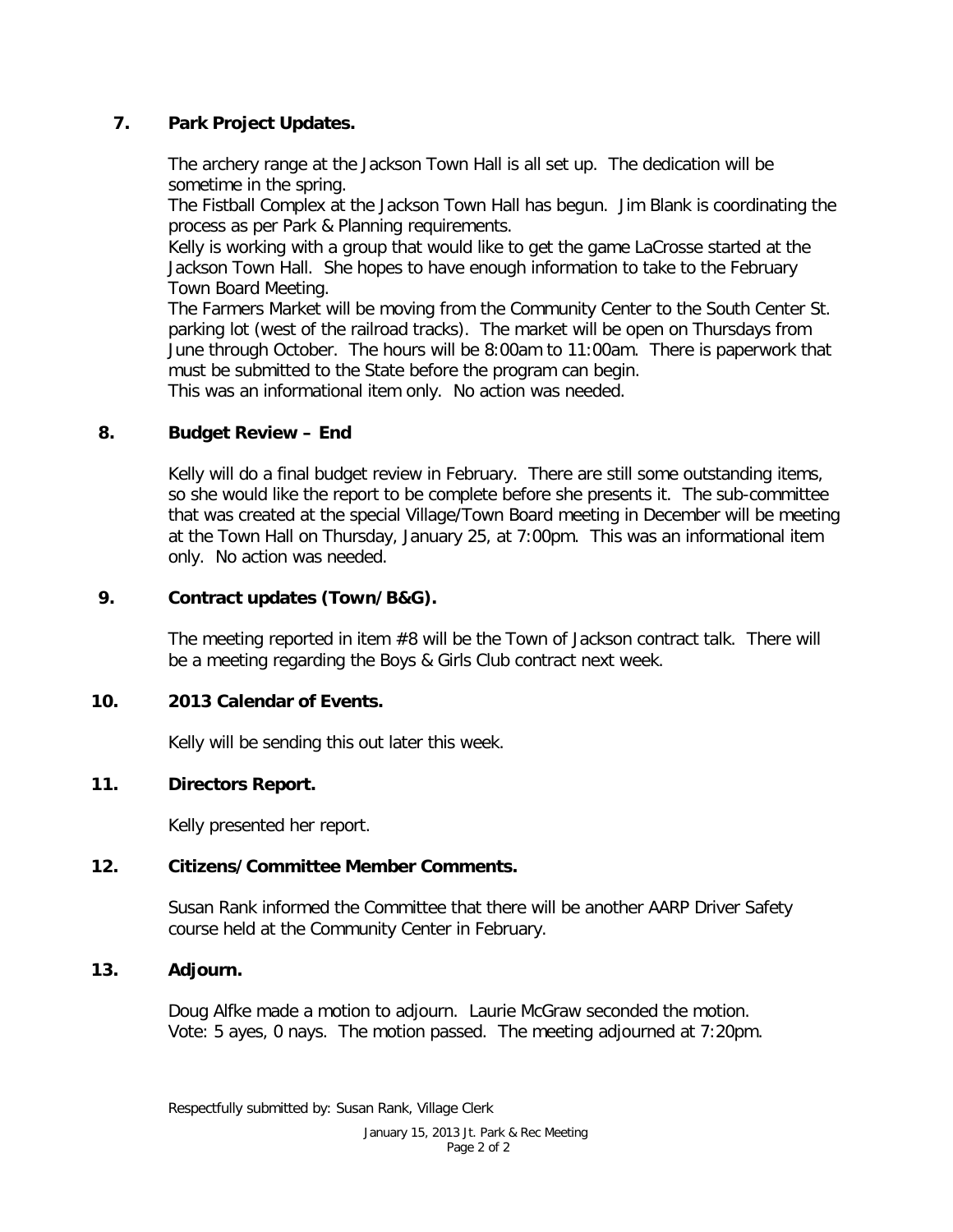## 7. Park Project Updates.

The archery range at the Jackson Town Hall is all set up. The dedication will be sometime in the spring.
The Fistball Complex at the Jackson Town Hall has begun. Jim Blank is coordinating the process as per Park & Planning requirements.
Kelly is working with a group that would like to get the game LaCrosse started at the Jackson Town Hall. She hopes to have enough information to take to the February Town Board Meeting.
The Farmers Market will be moving from the Community Center to the South Center St. parking lot (west of the railroad tracks). The market will be open on Thursdays from June through October. The hours will be 8:00am to 11:00am. There is paperwork that must be submitted to the State before the program can begin.
This was an informational item only. No action was needed.

## 8. Budget Review – End

Kelly will do a final budget review in February. There are still some outstanding items, so she would like the report to be complete before she presents it. The sub-committee that was created at the special Village/Town Board meeting in December will be meeting at the Town Hall on Thursday, January 25, at 7:00pm. This was an informational item only. No action was needed.

## 9. Contract updates (Town/B&G).

The meeting reported in item #8 will be the Town of Jackson contract talk. There will be a meeting regarding the Boys & Girls Club contract next week.

## 10. 2013 Calendar of Events.

Kelly will be sending this out later this week.

## 11. Directors Report.

Kelly presented her report.

## 12. Citizens/Committee Member Comments.

Susan Rank informed the Committee that there will be another AARP Driver Safety course held at the Community Center in February.

## 13. Adjourn.

Doug Alfke made a motion to adjourn. Laurie McGraw seconded the motion.
Vote: 5 ayes, 0 nays. The motion passed. The meeting adjourned at 7:20pm.

Respectfully submitted by: Susan Rank, Village Clerk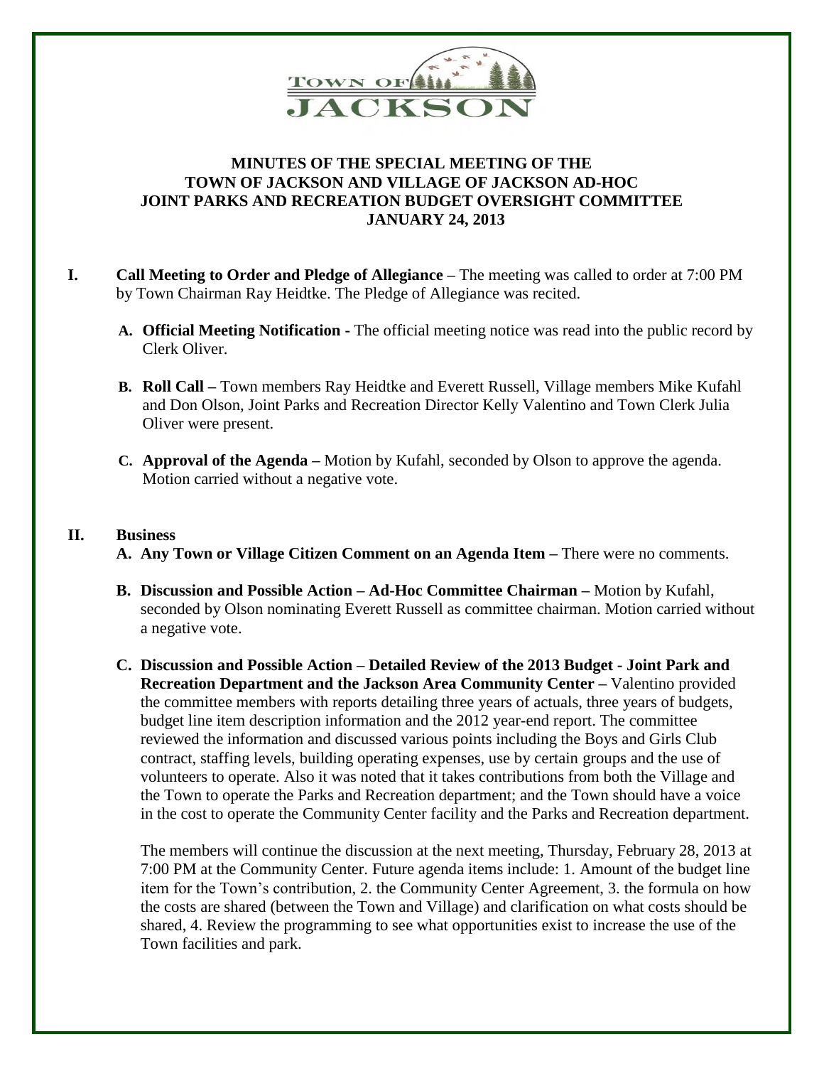TOWN OF JACKSON

# MINUTES OF THE SPECIAL MEETING OF THE TOWN OF JACKSON AND VILLAGE OF JACKSON AD-HOC JOINT PARKS AND RECREATION BUDGET OVERSIGHT COMMITTEE JANUARY 24, 2013

**I. Call Meeting to Order and Pledge of Allegiance –** The meeting was called to order at 7:00 PM by Town Chairman Ray Heidtke. The Pledge of Allegiance was recited.

- **A. Official Meeting Notification -** The official meeting notice was read into the public record by Clerk Oliver.

- **B. Roll Call –** Town members Ray Heidtke and Everett Russell, Village members Mike Kufahl and Don Olson, Joint Parks and Recreation Director Kelly Valentino and Town Clerk Julia Oliver were present.

- **C. Approval of the Agenda –** Motion by Kufahl, seconded by Olson to approve the agenda. Motion carried without a negative vote.

**II. Business**

- **A. Any Town or Village Citizen Comment on an Agenda Item –** There were no comments.

- **B. Discussion and Possible Action – Ad-Hoc Committee Chairman –** Motion by Kufahl, seconded by Olson nominating Everett Russell as committee chairman. Motion carried without a negative vote.

- **C. Discussion and Possible Action – Detailed Review of the 2013 Budget - Joint Park and Recreation Department and the Jackson Area Community Center –** Valentino provided the committee members with reports detailing three years of actuals, three years of budgets, budget line item description information and the 2012 year-end report. The committee reviewed the information and discussed various points including the Boys and Girls Club contract, staffing levels, building operating expenses, use by certain groups and the use of volunteers to operate. Also it was noted that it takes contributions from both the Village and the Town to operate the Parks and Recreation department; and the Town should have a voice in the cost to operate the Community Center facility and the Parks and Recreation department.

  The members will continue the discussion at the next meeting, Thursday, February 28, 2013 at 7:00 PM at the Community Center. Future agenda items include: 1. Amount of the budget line item for the Town's contribution, 2. the Community Center Agreement, 3. the formula on how the costs are shared (between the Town and Village) and clarification on what costs should be shared, 4. Review the programming to see what opportunities exist to increase the use of the Town facilities and park.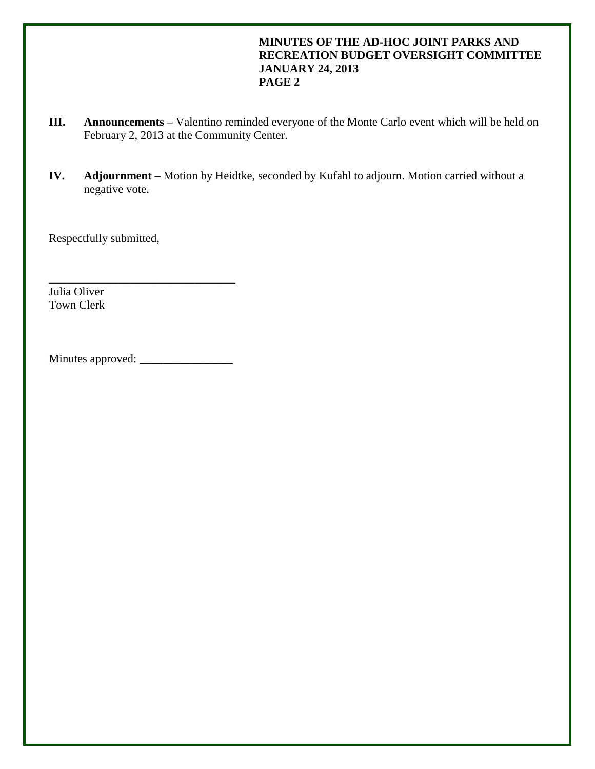**III.** **Announcements –** Valentino reminded everyone of the Monte Carlo event which will be held on February 2, 2013 at the Community Center.

**IV.** **Adjournment –** Motion by Heidtke, seconded by Kufahl to adjourn. Motion carried without a negative vote.

Respectfully submitted,

________________________________
Julia Oliver
Town Clerk

Minutes approved: ________________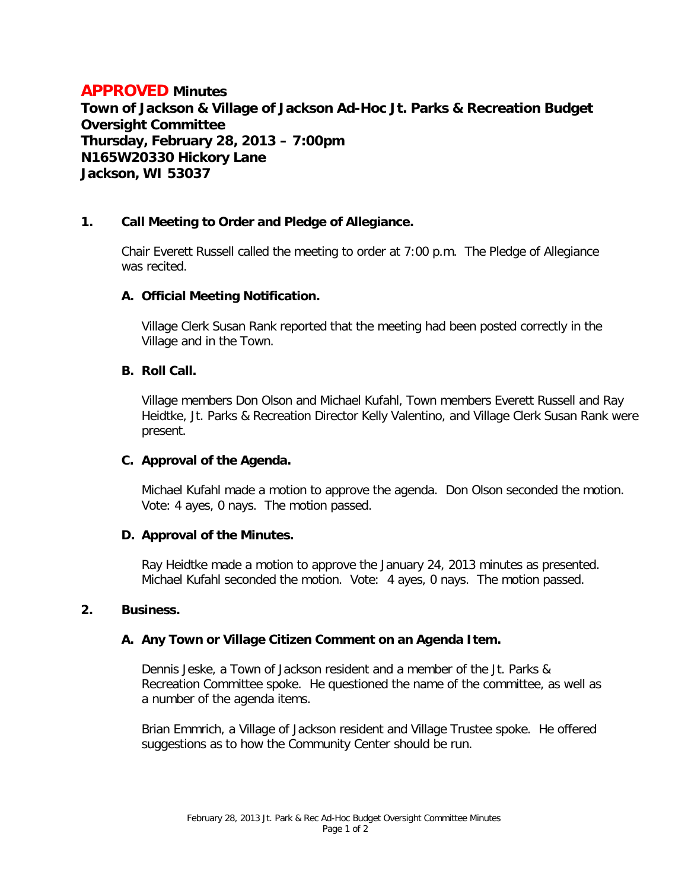# **APPROVED Minutes**

**Town of Jackson & Village of Jackson Ad-Hoc Jt. Parks & Recreation Budget Oversight Committee**
**Thursday, February 28, 2013 – 7:00pm**
**N165W20330 Hickory Lane**
**Jackson, WI 53037**

## 1. Call Meeting to Order and Pledge of Allegiance.

Chair Everett Russell called the meeting to order at 7:00 p.m. The Pledge of Allegiance was recited.

### A. Official Meeting Notification.

Village Clerk Susan Rank reported that the meeting had been posted correctly in the Village and in the Town.

### B. Roll Call.

Village members Don Olson and Michael Kufahl, Town members Everett Russell and Ray Heidtke, Jt. Parks & Recreation Director Kelly Valentino, and Village Clerk Susan Rank were present.

### C. Approval of the Agenda.

Michael Kufahl made a motion to approve the agenda. Don Olson seconded the motion. Vote: 4 ayes, 0 nays. The motion passed.

### D. Approval of the Minutes.

Ray Heidtke made a motion to approve the January 24, 2013 minutes as presented. Michael Kufahl seconded the motion. Vote: 4 ayes, 0 nays. The motion passed.

## 2. Business.

### A. Any Town or Village Citizen Comment on an Agenda Item.

Dennis Jeske, a Town of Jackson resident and a member of the Jt. Parks & Recreation Committee spoke. He questioned the name of the committee, as well as a number of the agenda items.

Brian Emmrich, a Village of Jackson resident and Village Trustee spoke. He offered suggestions as to how the Community Center should be run.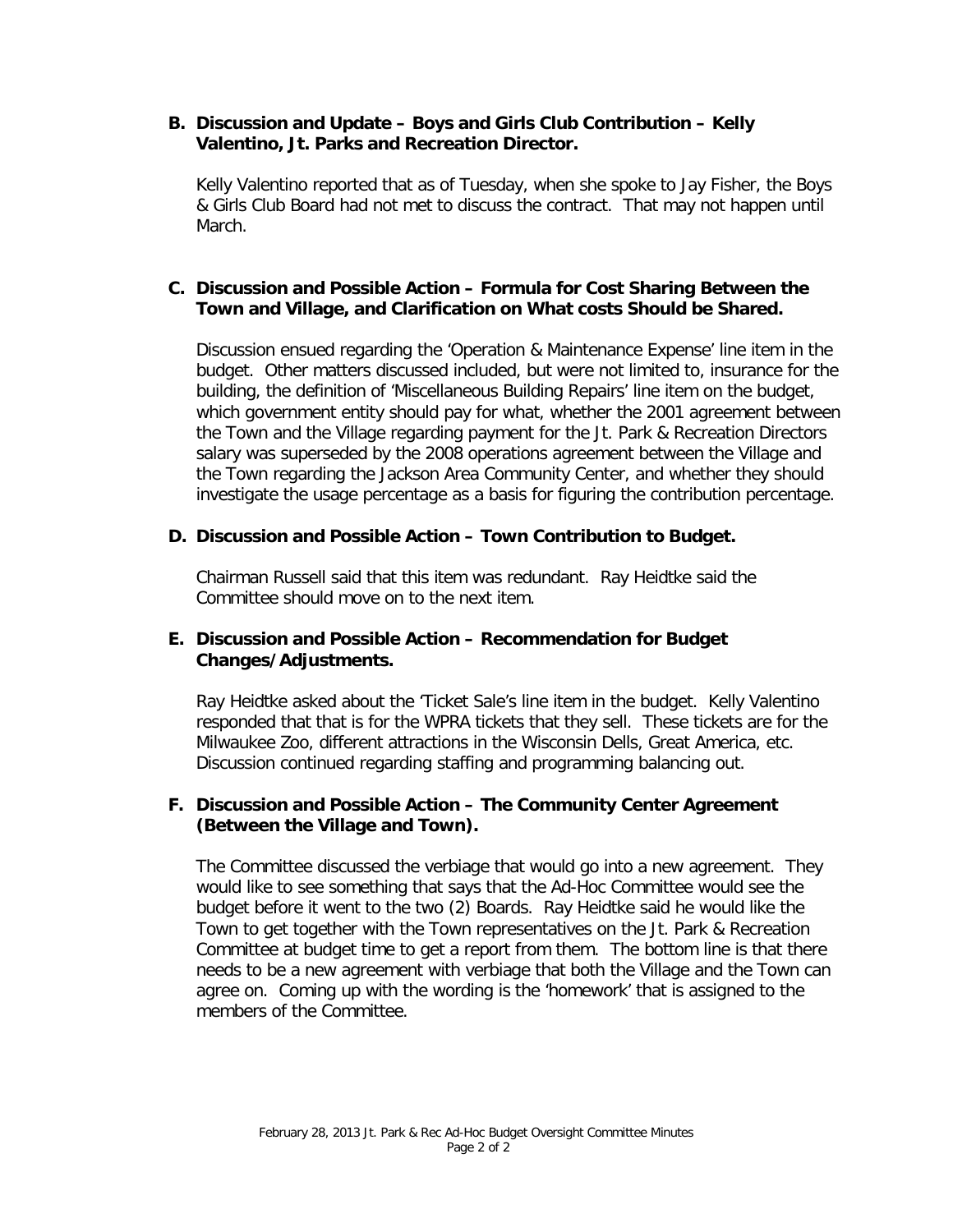**B. Discussion and Update – Boys and Girls Club Contribution – Kelly Valentino, Jt. Parks and Recreation Director.**

Kelly Valentino reported that as of Tuesday, when she spoke to Jay Fisher, the Boys & Girls Club Board had not met to discuss the contract. That may not happen until March.

**C. Discussion and Possible Action – Formula for Cost Sharing Between the Town and Village, and Clarification on What costs Should be Shared.**

Discussion ensued regarding the 'Operation & Maintenance Expense' line item in the budget. Other matters discussed included, but were not limited to, insurance for the building, the definition of 'Miscellaneous Building Repairs' line item on the budget, which government entity should pay for what, whether the 2001 agreement between the Town and the Village regarding payment for the Jt. Park & Recreation Directors salary was superseded by the 2008 operations agreement between the Village and the Town regarding the Jackson Area Community Center, and whether they should investigate the usage percentage as a basis for figuring the contribution percentage.

**D. Discussion and Possible Action – Town Contribution to Budget.**

Chairman Russell said that this item was redundant. Ray Heidtke said the Committee should move on to the next item.

**E. Discussion and Possible Action – Recommendation for Budget Changes/Adjustments.**

Ray Heidtke asked about the 'Ticket Sale's line item in the budget. Kelly Valentino responded that that is for the WPRA tickets that they sell. These tickets are for the Milwaukee Zoo, different attractions in the Wisconsin Dells, Great America, etc. Discussion continued regarding staffing and programming balancing out.

**F. Discussion and Possible Action – The Community Center Agreement (Between the Village and Town).**

The Committee discussed the verbiage that would go into a new agreement. They would like to see something that says that the Ad-Hoc Committee would see the budget before it went to the two (2) Boards. Ray Heidtke said he would like the Town to get together with the Town representatives on the Jt. Park & Recreation Committee at budget time to get a report from them. The bottom line is that there needs to be a new agreement with verbiage that both the Village and the Town can agree on. Coming up with the wording is the 'homework' that is assigned to the members of the Committee.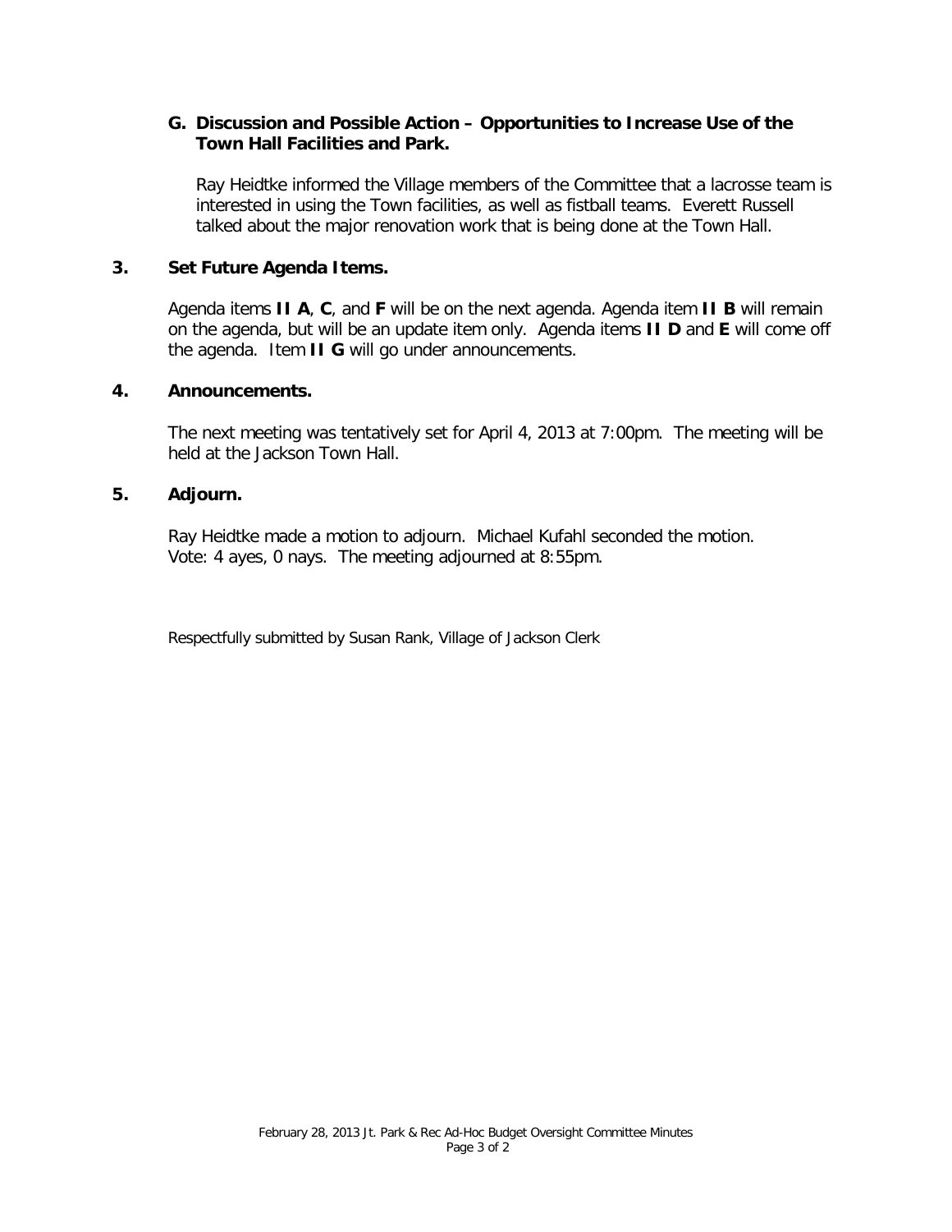### G. Discussion and Possible Action – Opportunities to Increase Use of the Town Hall Facilities and Park.

Ray Heidtke informed the Village members of the Committee that a lacrosse team is interested in using the Town facilities, as well as fistball teams. Everett Russell talked about the major renovation work that is being done at the Town Hall.

## 3. Set Future Agenda Items.

Agenda items **II A**, **C**, and **F** will be on the next agenda. Agenda item **II B** will remain on the agenda, but will be an update item only. Agenda items **II D** and **E** will come off the agenda. Item **II G** will go under announcements.

## 4. Announcements.

The next meeting was tentatively set for April 4, 2013 at 7:00pm. The meeting will be held at the Jackson Town Hall.

## 5. Adjourn.

Ray Heidtke made a motion to adjourn. Michael Kufahl seconded the motion. Vote: 4 ayes, 0 nays. The meeting adjourned at 8:55pm.

Respectfully submitted by Susan Rank, Village of Jackson Clerk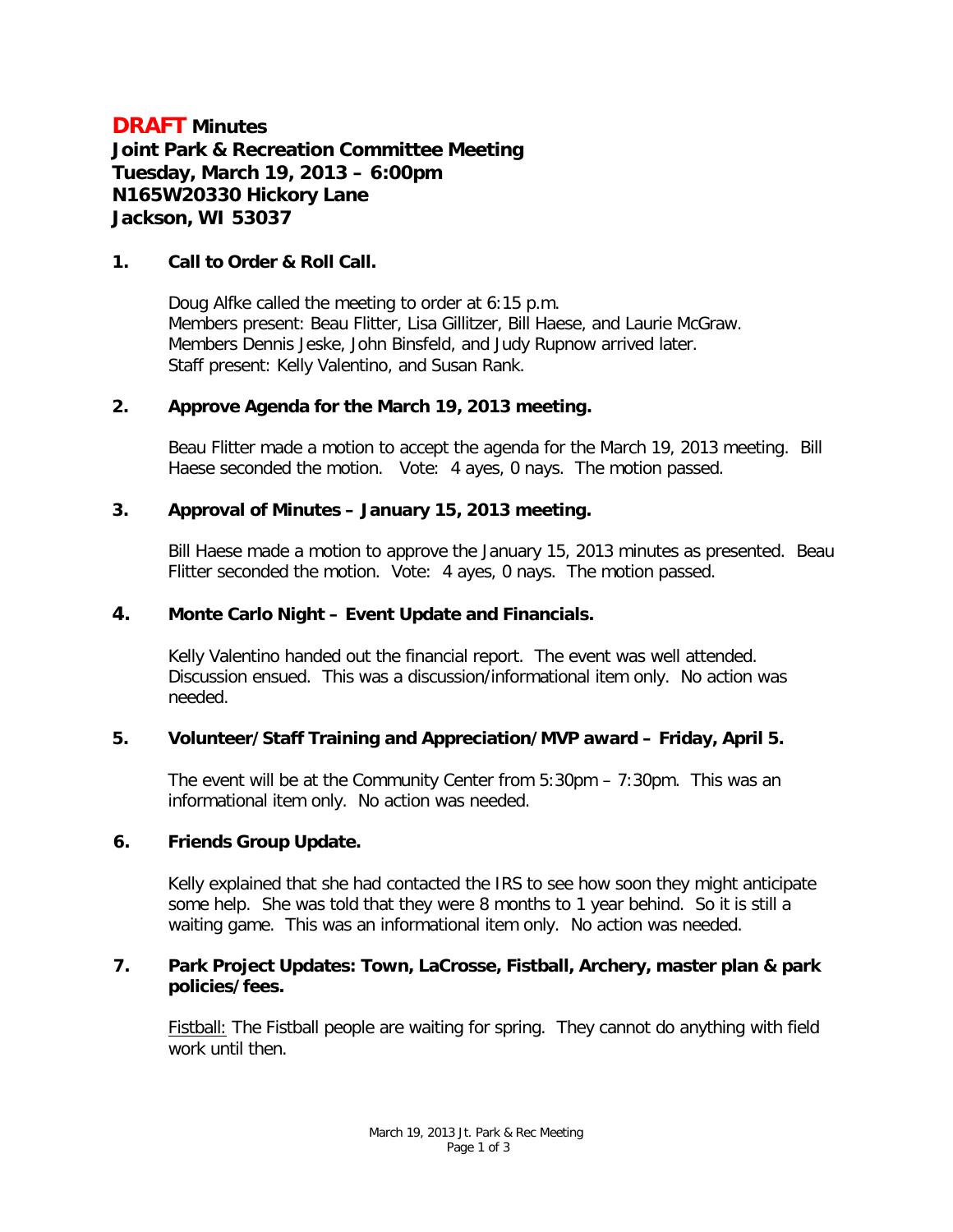# **DRAFT Minutes**
## **Joint Park & Recreation Committee Meeting**
## **Tuesday, March 19, 2013 – 6:00pm**
## **N165W20330 Hickory Lane**
## **Jackson, WI 53037**

### **1. Call to Order & Roll Call.**

Doug Alfke called the meeting to order at 6:15 p.m.
Members present: Beau Flitter, Lisa Gillitzer, Bill Haese, and Laurie McGraw.
Members Dennis Jeske, John Binsfeld, and Judy Rupnow arrived later.
Staff present: Kelly Valentino, and Susan Rank.

### **2. Approve Agenda for the March 19, 2013 meeting.**

Beau Flitter made a motion to accept the agenda for the March 19, 2013 meeting. Bill Haese seconded the motion. Vote: 4 ayes, 0 nays. The motion passed.

### **3. Approval of Minutes – January 15, 2013 meeting.**

Bill Haese made a motion to approve the January 15, 2013 minutes as presented. Beau Flitter seconded the motion. Vote: 4 ayes, 0 nays. The motion passed.

### **4. Monte Carlo Night – Event Update and Financials.**

Kelly Valentino handed out the financial report. The event was well attended. Discussion ensued. This was a discussion/informational item only. No action was needed.

### **5. Volunteer/Staff Training and Appreciation/MVP award – Friday, April 5.**

The event will be at the Community Center from 5:30pm – 7:30pm. This was an informational item only. No action was needed.

### **6. Friends Group Update.**

Kelly explained that she had contacted the IRS to see how soon they might anticipate some help. She was told that they were 8 months to 1 year behind. So it is still a waiting game. This was an informational item only. No action was needed.

### **7. Park Project Updates: Town, LaCrosse, Fistball, Archery, master plan & park policies/fees.**

Fistball: The Fistball people are waiting for spring. They cannot do anything with field work until then.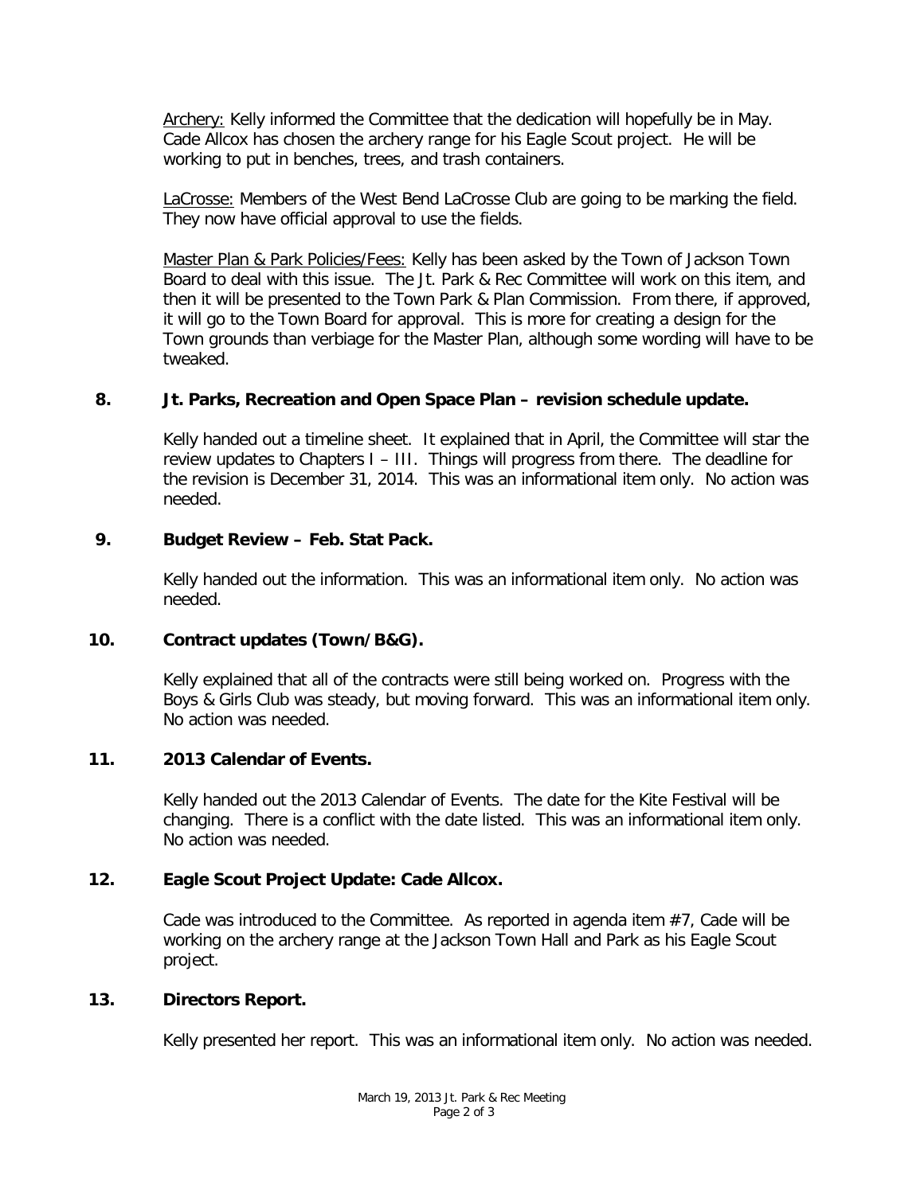Archery: Kelly informed the Committee that the dedication will hopefully be in May. Cade Allcox has chosen the archery range for his Eagle Scout project. He will be working to put in benches, trees, and trash containers.

LaCrosse: Members of the West Bend LaCrosse Club are going to be marking the field. They now have official approval to use the fields.

Master Plan & Park Policies/Fees: Kelly has been asked by the Town of Jackson Town Board to deal with this issue. The Jt. Park & Rec Committee will work on this item, and then it will be presented to the Town Park & Plan Commission. From there, if approved, it will go to the Town Board for approval. This is more for creating a design for the Town grounds than verbiage for the Master Plan, although some wording will have to be tweaked.

**8. Jt. Parks, Recreation and Open Space Plan – revision schedule update.**

Kelly handed out a timeline sheet. It explained that in April, the Committee will star the review updates to Chapters I – III. Things will progress from there. The deadline for the revision is December 31, 2014. This was an informational item only. No action was needed.

**9. Budget Review – Feb. Stat Pack.**

Kelly handed out the information. This was an informational item only. No action was needed.

**10. Contract updates (Town/B&G).**

Kelly explained that all of the contracts were still being worked on. Progress with the Boys & Girls Club was steady, but moving forward. This was an informational item only. No action was needed.

**11. 2013 Calendar of Events.**

Kelly handed out the 2013 Calendar of Events. The date for the Kite Festival will be changing. There is a conflict with the date listed. This was an informational item only. No action was needed.

**12. Eagle Scout Project Update: Cade Allcox.**

Cade was introduced to the Committee. As reported in agenda item #7, Cade will be working on the archery range at the Jackson Town Hall and Park as his Eagle Scout project.

**13. Directors Report.**

Kelly presented her report. This was an informational item only. No action was needed.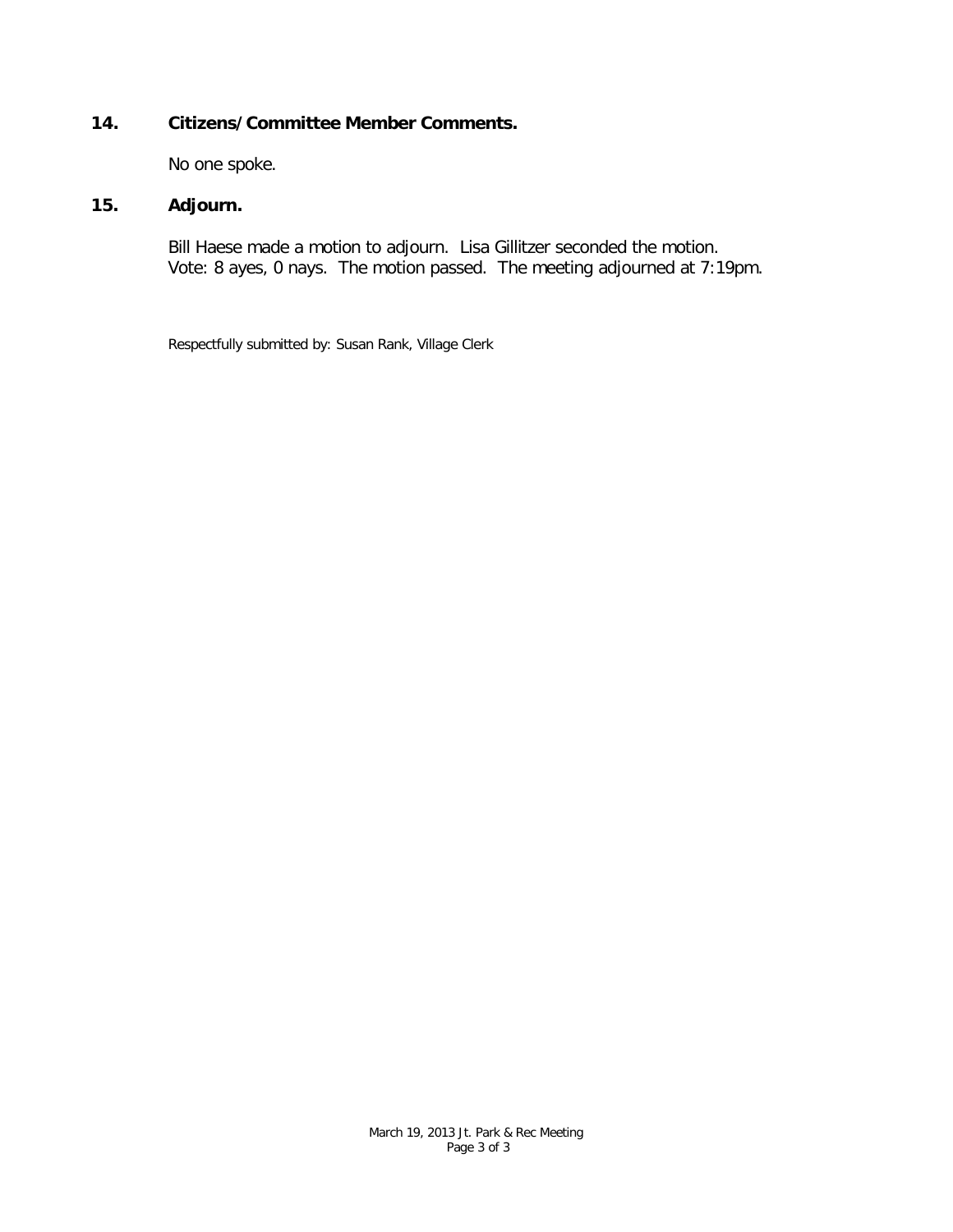**14. Citizens/Committee Member Comments.**

No one spoke.

**15. Adjourn.**

Bill Haese made a motion to adjourn. Lisa Gillitzer seconded the motion. Vote: 8 ayes, 0 nays. The motion passed. The meeting adjourned at 7:19pm.

Respectfully submitted by: Susan Rank, Village Clerk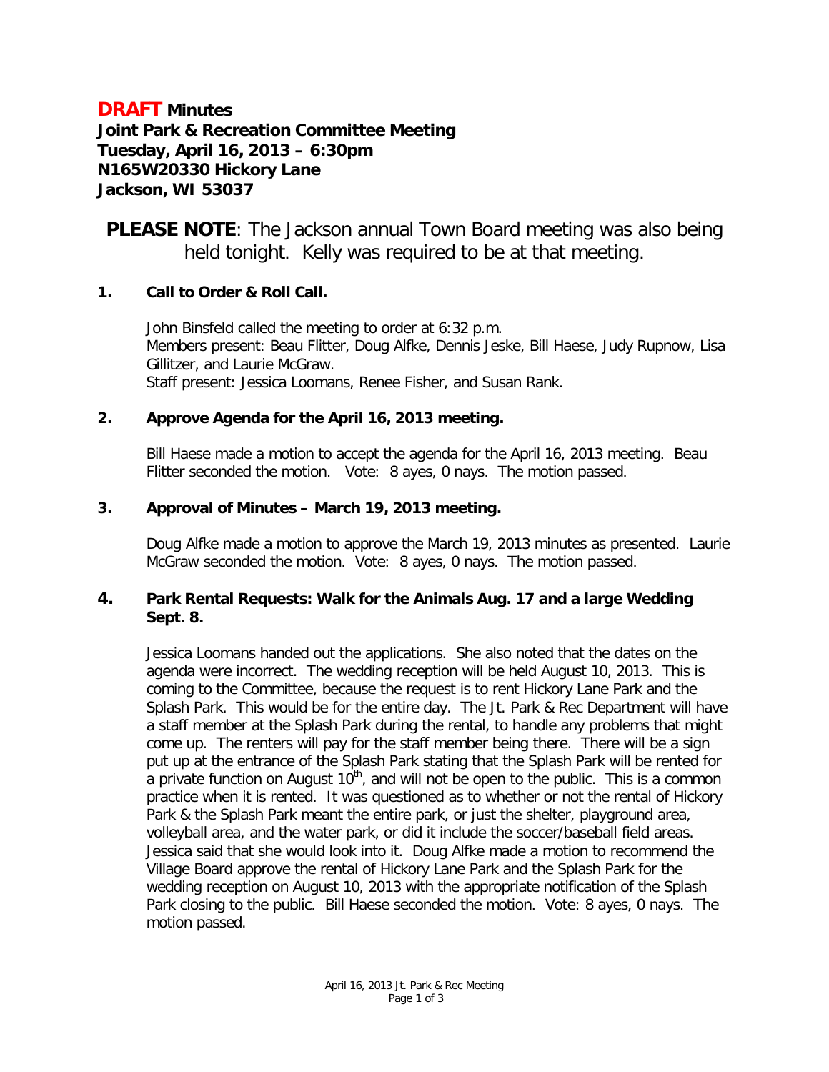**DRAFT Minutes**
**Joint Park & Recreation Committee Meeting**
**Tuesday, April 16, 2013 – 6:30pm**
**N165W20330 Hickory Lane**
**Jackson, WI 53037**

**PLEASE NOTE**: The Jackson annual Town Board meeting was also being held tonight. Kelly was required to be at that meeting.

## 1. Call to Order & Roll Call.

John Binsfeld called the meeting to order at 6:32 p.m.
Members present: Beau Flitter, Doug Alfke, Dennis Jeske, Bill Haese, Judy Rupnow, Lisa Gillitzer, and Laurie McGraw.
Staff present: Jessica Loomans, Renee Fisher, and Susan Rank.

## 2. Approve Agenda for the April 16, 2013 meeting.

Bill Haese made a motion to accept the agenda for the April 16, 2013 meeting. Beau Flitter seconded the motion. Vote: 8 ayes, 0 nays. The motion passed.

## 3. Approval of Minutes – March 19, 2013 meeting.

Doug Alfke made a motion to approve the March 19, 2013 minutes as presented. Laurie McGraw seconded the motion. Vote: 8 ayes, 0 nays. The motion passed.

## 4. Park Rental Requests: Walk for the Animals Aug. 17 and a large Wedding Sept. 8.

Jessica Loomans handed out the applications. She also noted that the dates on the agenda were incorrect. The wedding reception will be held August 10, 2013. This is coming to the Committee, because the request is to rent Hickory Lane Park and the Splash Park. This would be for the entire day. The Jt. Park & Rec Department will have a staff member at the Splash Park during the rental, to handle any problems that might come up. The renters will pay for the staff member being there. There will be a sign put up at the entrance of the Splash Park stating that the Splash Park will be rented for a private function on August 10th, and will not be open to the public. This is a common practice when it is rented. It was questioned as to whether or not the rental of Hickory Park & the Splash Park meant the entire park, or just the shelter, playground area, volleyball area, and the water park, or did it include the soccer/baseball field areas. Jessica said that she would look into it. Doug Alfke made a motion to recommend the Village Board approve the rental of Hickory Lane Park and the Splash Park for the wedding reception on August 10, 2013 with the appropriate notification of the Splash Park closing to the public. Bill Haese seconded the motion. Vote: 8 ayes, 0 nays. The motion passed.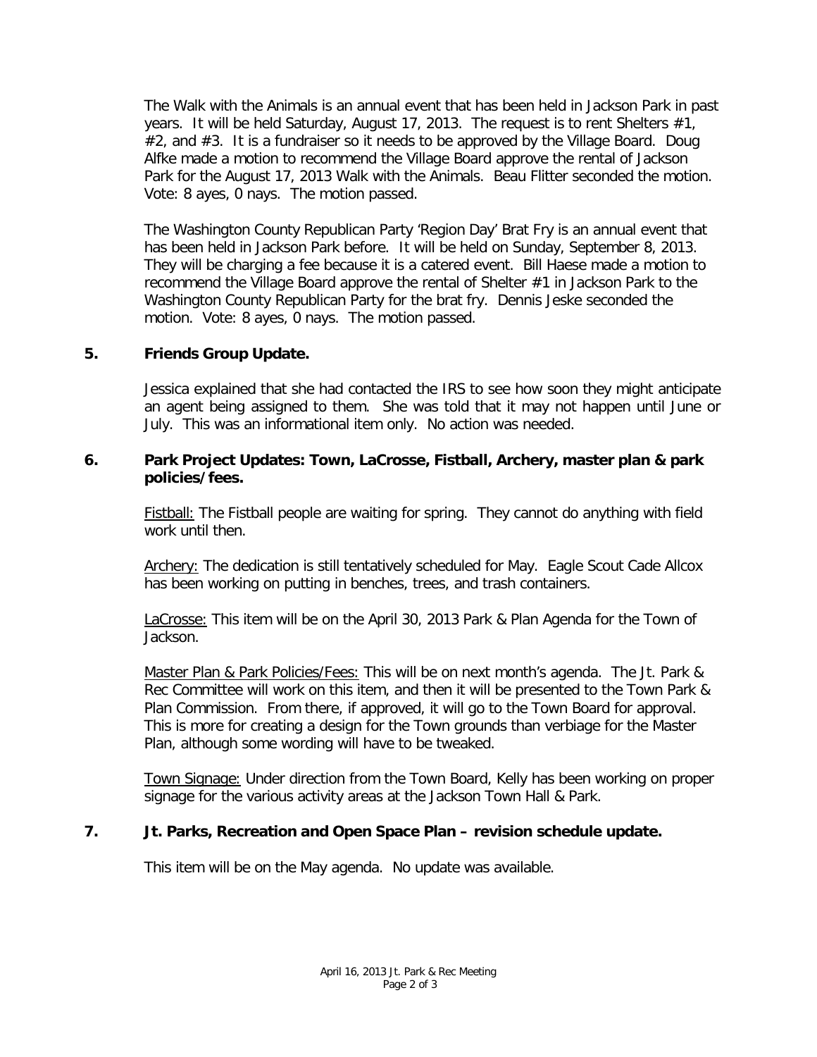The Walk with the Animals is an annual event that has been held in Jackson Park in past years. It will be held Saturday, August 17, 2013. The request is to rent Shelters #1, #2, and #3. It is a fundraiser so it needs to be approved by the Village Board. Doug Alfke made a motion to recommend the Village Board approve the rental of Jackson Park for the August 17, 2013 Walk with the Animals. Beau Flitter seconded the motion. Vote: 8 ayes, 0 nays. The motion passed.

The Washington County Republican Party 'Region Day' Brat Fry is an annual event that has been held in Jackson Park before. It will be held on Sunday, September 8, 2013. They will be charging a fee because it is a catered event. Bill Haese made a motion to recommend the Village Board approve the rental of Shelter #1 in Jackson Park to the Washington County Republican Party for the brat fry. Dennis Jeske seconded the motion. Vote: 8 ayes, 0 nays. The motion passed.

**5. Friends Group Update.**

Jessica explained that she had contacted the IRS to see how soon they might anticipate an agent being assigned to them. She was told that it may not happen until June or July. This was an informational item only. No action was needed.

**6. Park Project Updates: Town, LaCrosse, Fistball, Archery, master plan & park policies/fees.**

Fistball: The Fistball people are waiting for spring. They cannot do anything with field work until then.

Archery: The dedication is still tentatively scheduled for May. Eagle Scout Cade Allcox has been working on putting in benches, trees, and trash containers.

LaCrosse: This item will be on the April 30, 2013 Park & Plan Agenda for the Town of Jackson.

Master Plan & Park Policies/Fees: This will be on next month's agenda. The Jt. Park & Rec Committee will work on this item, and then it will be presented to the Town Park & Plan Commission. From there, if approved, it will go to the Town Board for approval. This is more for creating a design for the Town grounds than verbiage for the Master Plan, although some wording will have to be tweaked.

Town Signage: Under direction from the Town Board, Kelly has been working on proper signage for the various activity areas at the Jackson Town Hall & Park.

**7. Jt. Parks, Recreation and Open Space Plan – revision schedule update.**

This item will be on the May agenda. No update was available.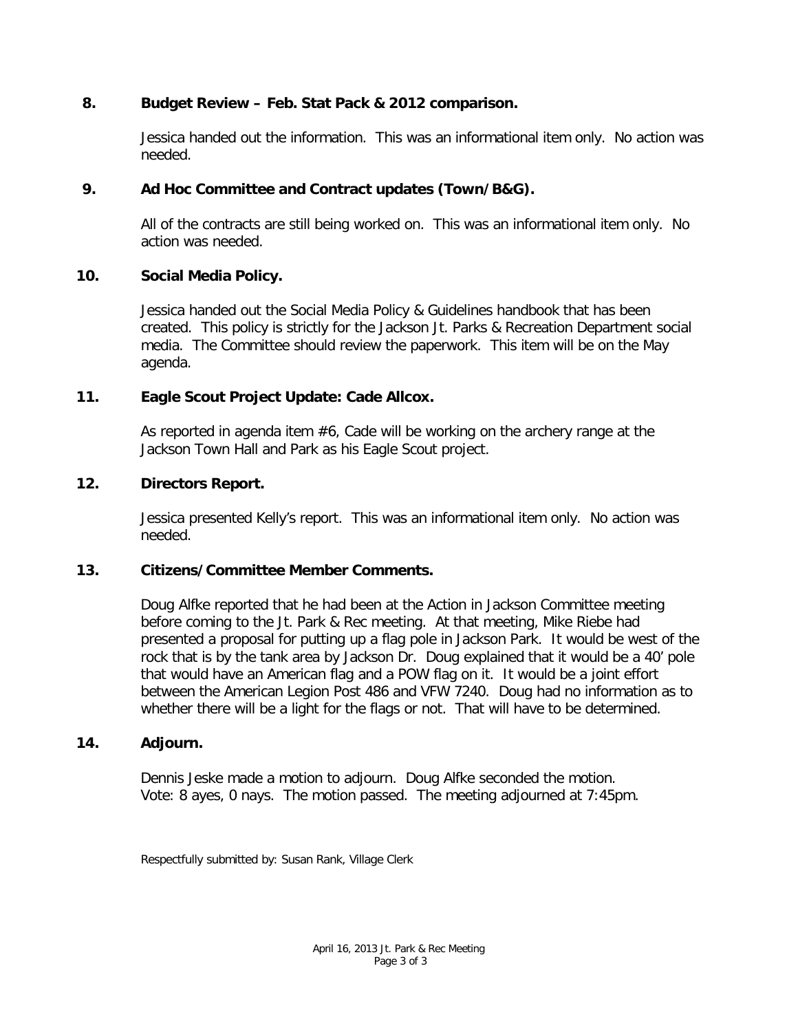**8. Budget Review – Feb. Stat Pack & 2012 comparison.**

Jessica handed out the information. This was an informational item only. No action was needed.

**9. Ad Hoc Committee and Contract updates (Town/B&G).**

All of the contracts are still being worked on. This was an informational item only. No action was needed.

**10. Social Media Policy.**

Jessica handed out the Social Media Policy & Guidelines handbook that has been created. This policy is strictly for the Jackson Jt. Parks & Recreation Department social media. The Committee should review the paperwork. This item will be on the May agenda.

**11. Eagle Scout Project Update: Cade Allcox.**

As reported in agenda item #6, Cade will be working on the archery range at the Jackson Town Hall and Park as his Eagle Scout project.

**12. Directors Report.**

Jessica presented Kelly's report. This was an informational item only. No action was needed.

**13. Citizens/Committee Member Comments.**

Doug Alfke reported that he had been at the Action in Jackson Committee meeting before coming to the Jt. Park & Rec meeting. At that meeting, Mike Riebe had presented a proposal for putting up a flag pole in Jackson Park. It would be west of the rock that is by the tank area by Jackson Dr. Doug explained that it would be a 40' pole that would have an American flag and a POW flag on it. It would be a joint effort between the American Legion Post 486 and VFW 7240. Doug had no information as to whether there will be a light for the flags or not. That will have to be determined.

**14. Adjourn.**

Dennis Jeske made a motion to adjourn. Doug Alfke seconded the motion.
Vote: 8 ayes, 0 nays. The motion passed. The meeting adjourned at 7:45pm.

Respectfully submitted by: Susan Rank, Village Clerk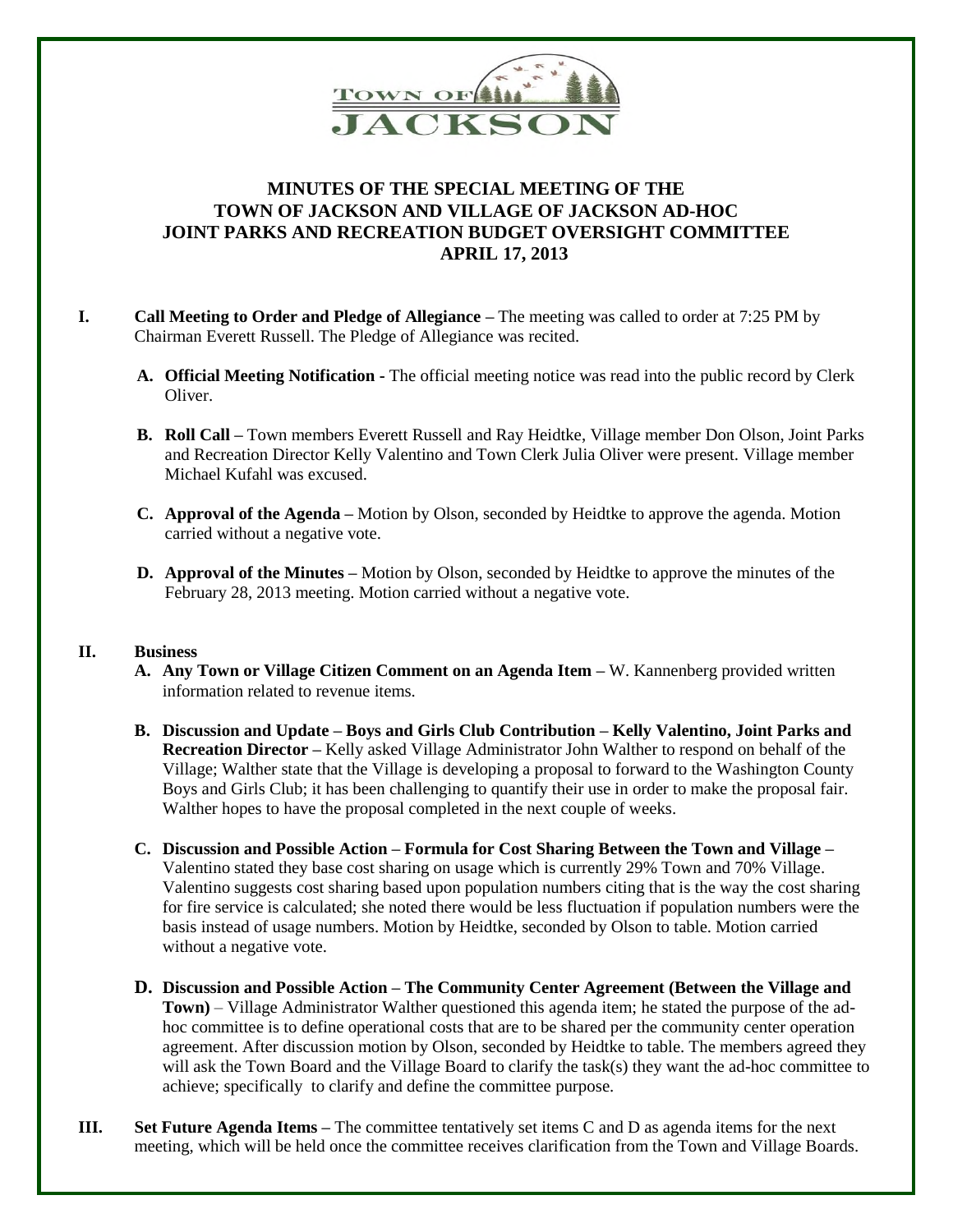# MINUTES OF THE SPECIAL MEETING OF THE TOWN OF JACKSON AND VILLAGE OF JACKSON AD-HOC JOINT PARKS AND RECREATION BUDGET OVERSIGHT COMMITTEE APRIL 17, 2013

**I. Call Meeting to Order and Pledge of Allegiance –** The meeting was called to order at 7:25 PM by Chairman Everett Russell. The Pledge of Allegiance was recited.

**A. Official Meeting Notification -** The official meeting notice was read into the public record by Clerk Oliver.

**B. Roll Call –** Town members Everett Russell and Ray Heidtke, Village member Don Olson, Joint Parks and Recreation Director Kelly Valentino and Town Clerk Julia Oliver were present. Village member Michael Kufahl was excused.

**C. Approval of the Agenda –** Motion by Olson, seconded by Heidtke to approve the agenda. Motion carried without a negative vote.

**D. Approval of the Minutes –** Motion by Olson, seconded by Heidtke to approve the minutes of the February 28, 2013 meeting. Motion carried without a negative vote.

**II. Business**

**A. Any Town or Village Citizen Comment on an Agenda Item –** W. Kannenberg provided written information related to revenue items.

**B. Discussion and Update – Boys and Girls Club Contribution – Kelly Valentino, Joint Parks and Recreation Director –** Kelly asked Village Administrator John Walther to respond on behalf of the Village; Walther state that the Village is developing a proposal to forward to the Washington County Boys and Girls Club; it has been challenging to quantify their use in order to make the proposal fair. Walther hopes to have the proposal completed in the next couple of weeks.

**C. Discussion and Possible Action – Formula for Cost Sharing Between the Town and Village –** Valentino stated they base cost sharing on usage which is currently 29% Town and 70% Village. Valentino suggests cost sharing based upon population numbers citing that is the way the cost sharing for fire service is calculated; she noted there would be less fluctuation if population numbers were the basis instead of usage numbers. Motion by Heidtke, seconded by Olson to table. Motion carried without a negative vote.

**D. Discussion and Possible Action – The Community Center Agreement (Between the Village and Town)** – Village Administrator Walther questioned this agenda item; he stated the purpose of the ad-hoc committee is to define operational costs that are to be shared per the community center operation agreement. After discussion motion by Olson, seconded by Heidtke to table. The members agreed they will ask the Town Board and the Village Board to clarify the task(s) they want the ad-hoc committee to achieve; specifically to clarify and define the committee purpose.

**III. Set Future Agenda Items –** The committee tentatively set items C and D as agenda items for the next meeting, which will be held once the committee receives clarification from the Town and Village Boards.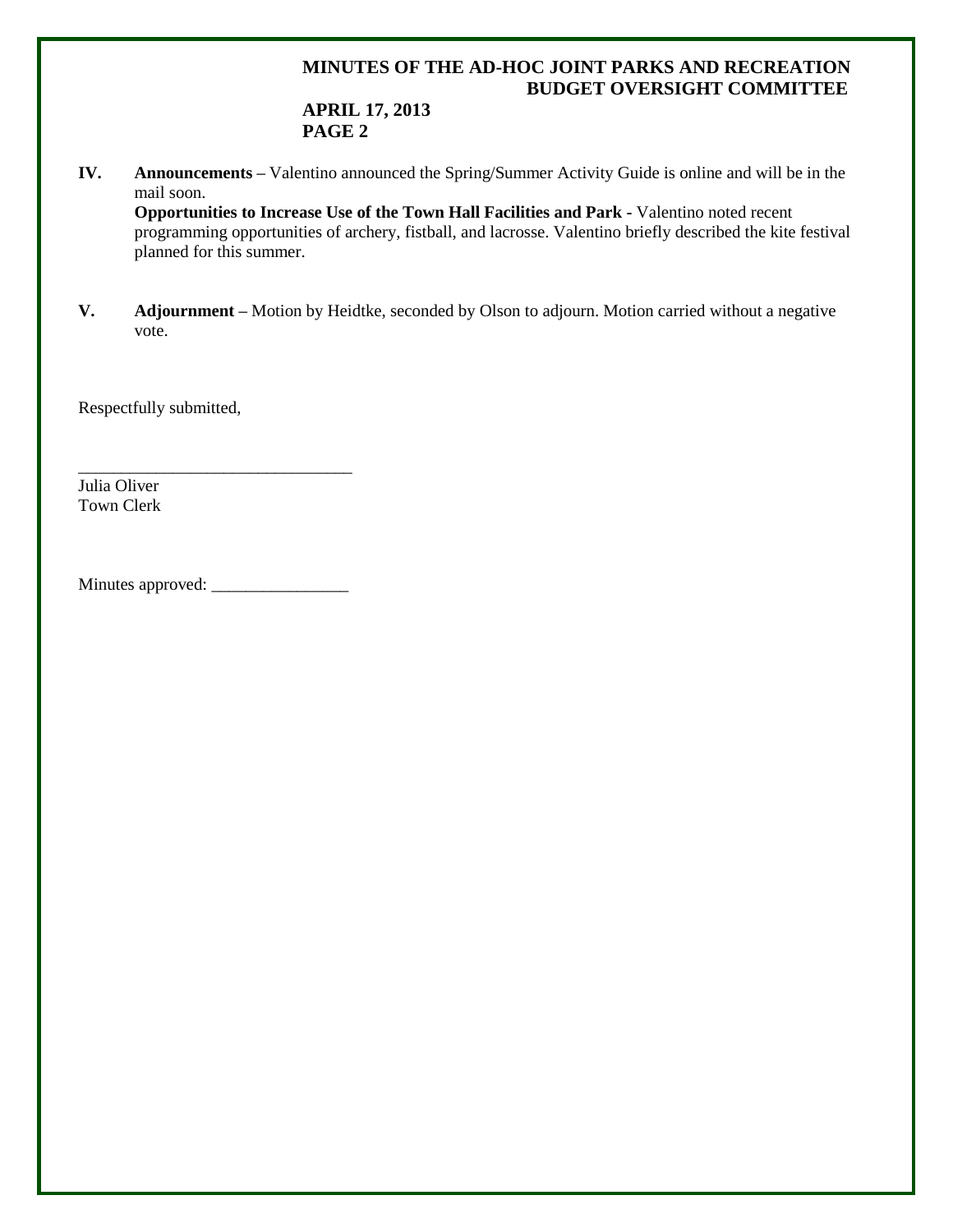**IV. Announcements –** Valentino announced the Spring/Summer Activity Guide is online and will be in the mail soon.

**Opportunities to Increase Use of the Town Hall Facilities and Park -** Valentino noted recent programming opportunities of archery, fistball, and lacrosse. Valentino briefly described the kite festival planned for this summer.

**V. Adjournment –** Motion by Heidtke, seconded by Olson to adjourn. Motion carried without a negative vote.

Respectfully submitted,

________________________________
Julia Oliver
Town Clerk

Minutes approved: ________________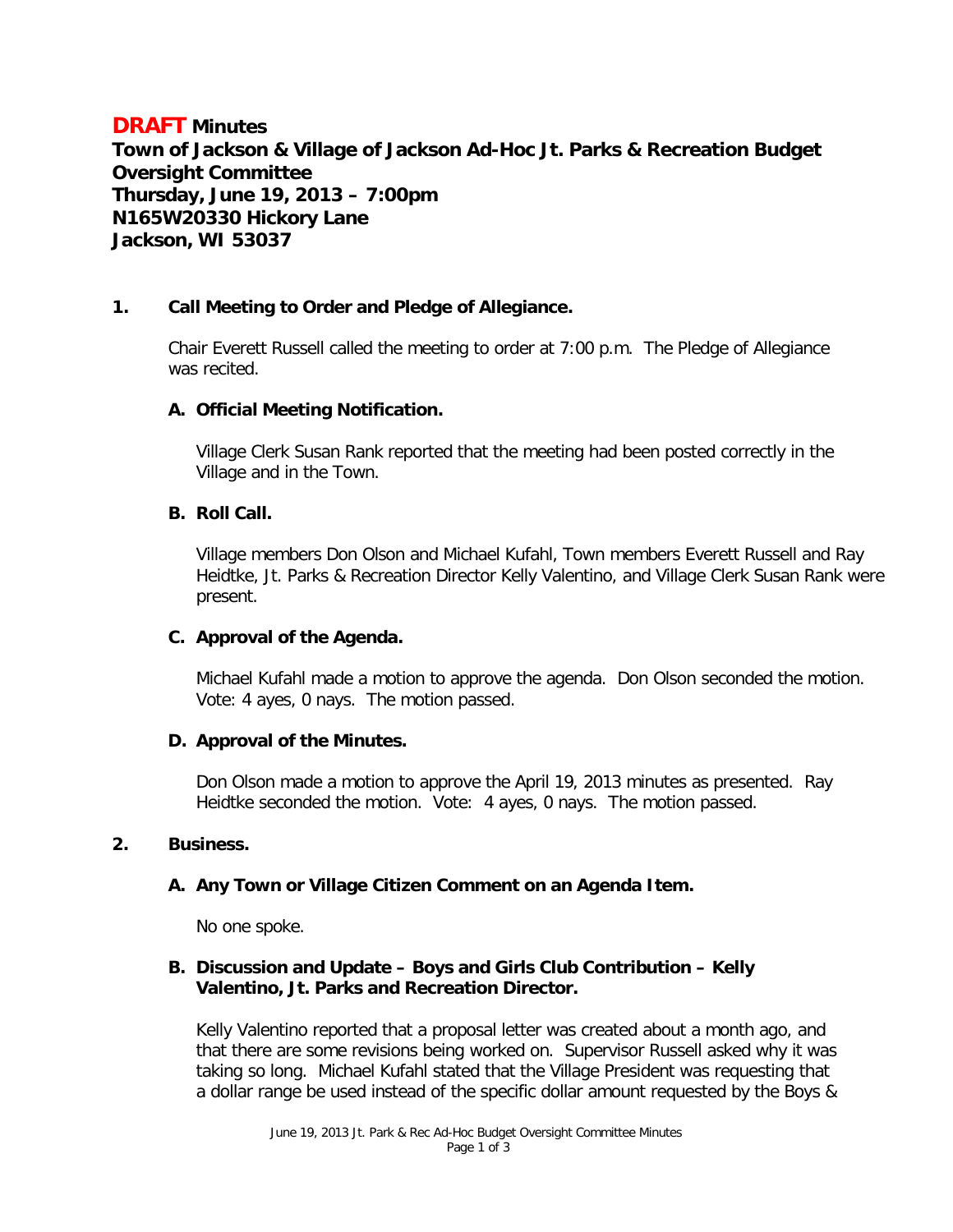# **DRAFT** Minutes

**Town of Jackson & Village of Jackson Ad-Hoc Jt. Parks & Recreation Budget Oversight Committee**
**Thursday, June 19, 2013 – 7:00pm**
**N165W20330 Hickory Lane**
**Jackson, WI 53037**

**1. Call Meeting to Order and Pledge of Allegiance.**

Chair Everett Russell called the meeting to order at 7:00 p.m. The Pledge of Allegiance was recited.

**A. Official Meeting Notification.**

Village Clerk Susan Rank reported that the meeting had been posted correctly in the Village and in the Town.

**B. Roll Call.**

Village members Don Olson and Michael Kufahl, Town members Everett Russell and Ray Heidtke, Jt. Parks & Recreation Director Kelly Valentino, and Village Clerk Susan Rank were present.

**C. Approval of the Agenda.**

Michael Kufahl made a motion to approve the agenda. Don Olson seconded the motion. Vote: 4 ayes, 0 nays. The motion passed.

**D. Approval of the Minutes.**

Don Olson made a motion to approve the April 19, 2013 minutes as presented. Ray Heidtke seconded the motion. Vote: 4 ayes, 0 nays. The motion passed.

**2. Business.**

**A. Any Town or Village Citizen Comment on an Agenda Item.**

No one spoke.

**B. Discussion and Update – Boys and Girls Club Contribution – Kelly Valentino, Jt. Parks and Recreation Director.**

Kelly Valentino reported that a proposal letter was created about a month ago, and that there are some revisions being worked on. Supervisor Russell asked why it was taking so long. Michael Kufahl stated that the Village President was requesting that a dollar range be used instead of the specific dollar amount requested by the Boys &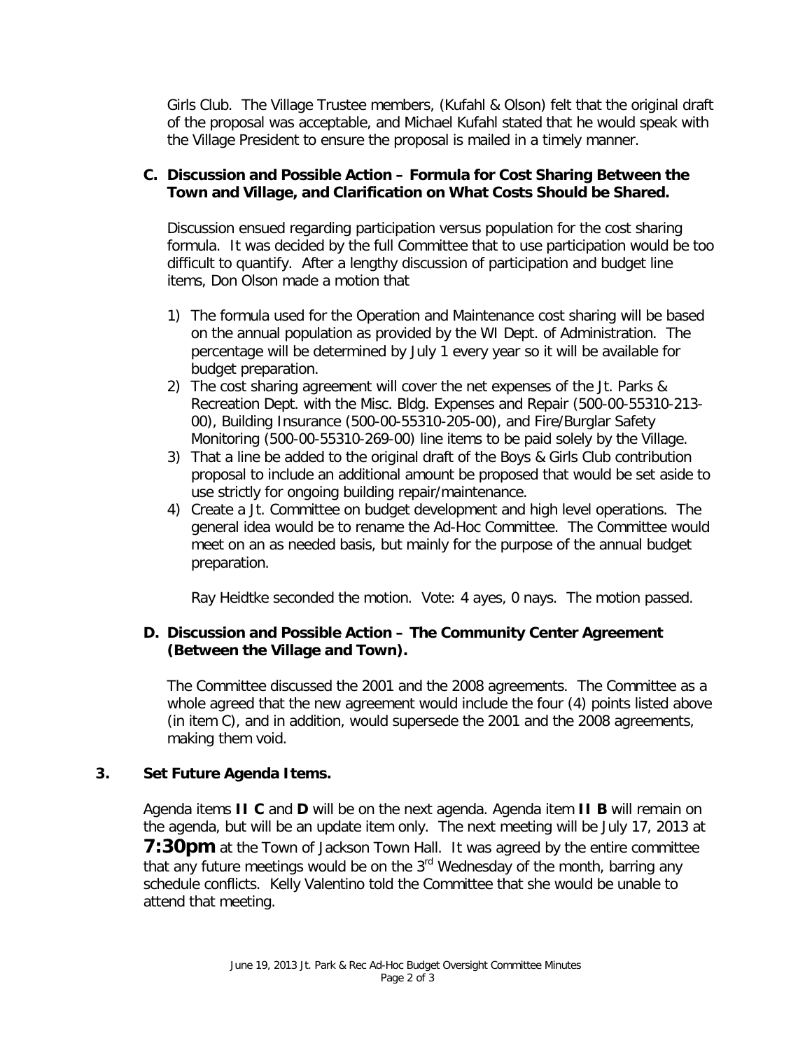Girls Club. The Village Trustee members, (Kufahl & Olson) felt that the original draft of the proposal was acceptable, and Michael Kufahl stated that he would speak with the Village President to ensure the proposal is mailed in a timely manner.

### C. Discussion and Possible Action – Formula for Cost Sharing Between the Town and Village, and Clarification on What Costs Should be Shared.

Discussion ensued regarding participation versus population for the cost sharing formula. It was decided by the full Committee that to use participation would be too difficult to quantify. After a lengthy discussion of participation and budget line items, Don Olson made a motion that

1) The formula used for the Operation and Maintenance cost sharing will be based on the annual population as provided by the WI Dept. of Administration. The percentage will be determined by July 1 every year so it will be available for budget preparation.
2) The cost sharing agreement will cover the net expenses of the Jt. Parks & Recreation Dept. with the Misc. Bldg. Expenses and Repair (500-00-55310-213-00), Building Insurance (500-00-55310-205-00), and Fire/Burglar Safety Monitoring (500-00-55310-269-00) line items to be paid solely by the Village.
3) That a line be added to the original draft of the Boys & Girls Club contribution proposal to include an additional amount be proposed that would be set aside to use strictly for ongoing building repair/maintenance.
4) Create a Jt. Committee on budget development and high level operations. The general idea would be to rename the Ad-Hoc Committee. The Committee would meet on an as needed basis, but mainly for the purpose of the annual budget preparation.

Ray Heidtke seconded the motion. Vote: 4 ayes, 0 nays. The motion passed.

### D. Discussion and Possible Action – The Community Center Agreement (Between the Village and Town).

The Committee discussed the 2001 and the 2008 agreements. The Committee as a whole agreed that the new agreement would include the four (4) points listed above (in item C), and in addition, would supersede the 2001 and the 2008 agreements, making them void.

## 3. Set Future Agenda Items.

Agenda items **II C** and **D** will be on the next agenda. Agenda item **II B** will remain on the agenda, but will be an update item only. The next meeting will be July 17, 2013 at **7:30pm** at the Town of Jackson Town Hall. It was agreed by the entire committee that any future meetings would be on the 3rd Wednesday of the month, barring any schedule conflicts. Kelly Valentino told the Committee that she would be unable to attend that meeting.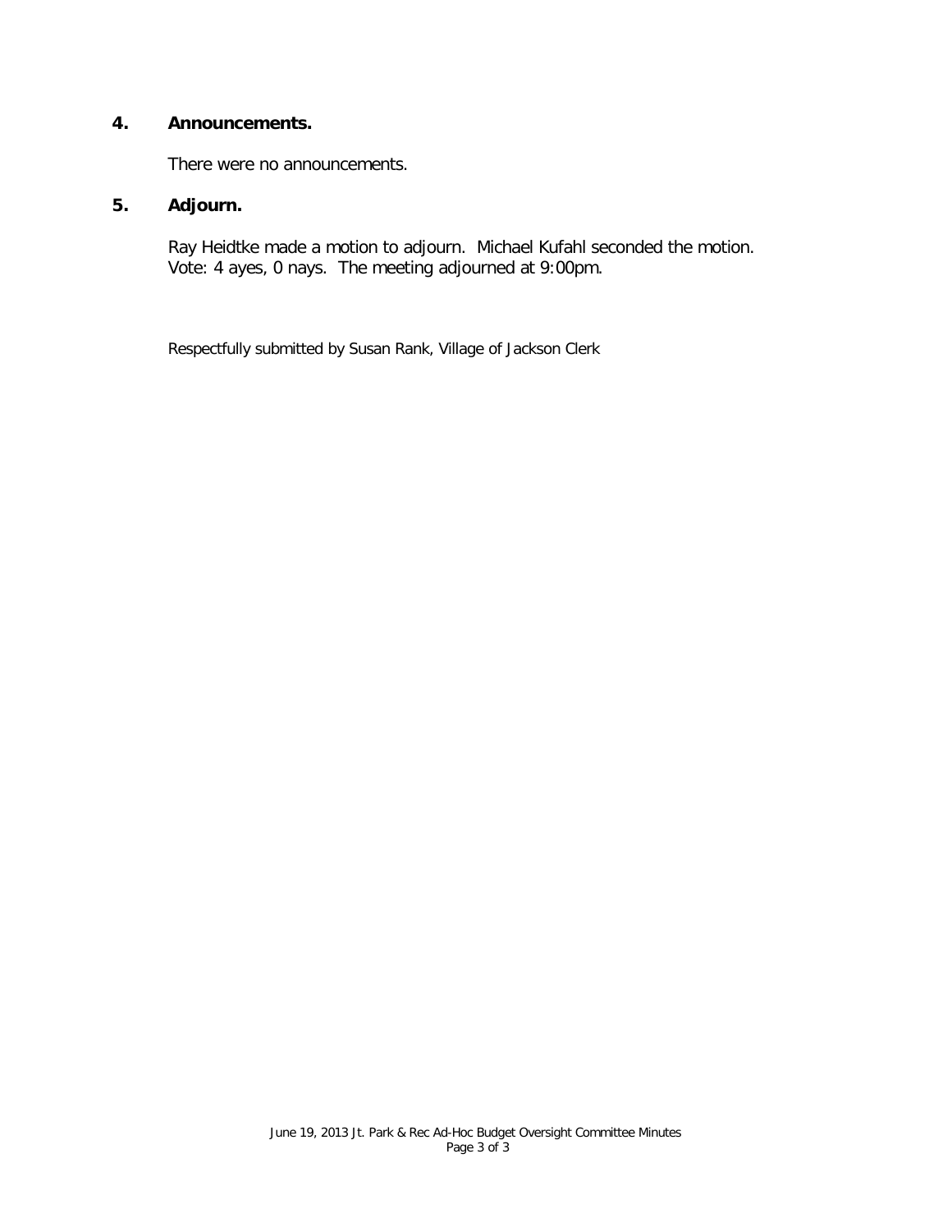**4. Announcements.**

There were no announcements.

**5. Adjourn.**

Ray Heidtke made a motion to adjourn. Michael Kufahl seconded the motion. Vote: 4 ayes, 0 nays. The meeting adjourned at 9:00pm.

Respectfully submitted by Susan Rank, Village of Jackson Clerk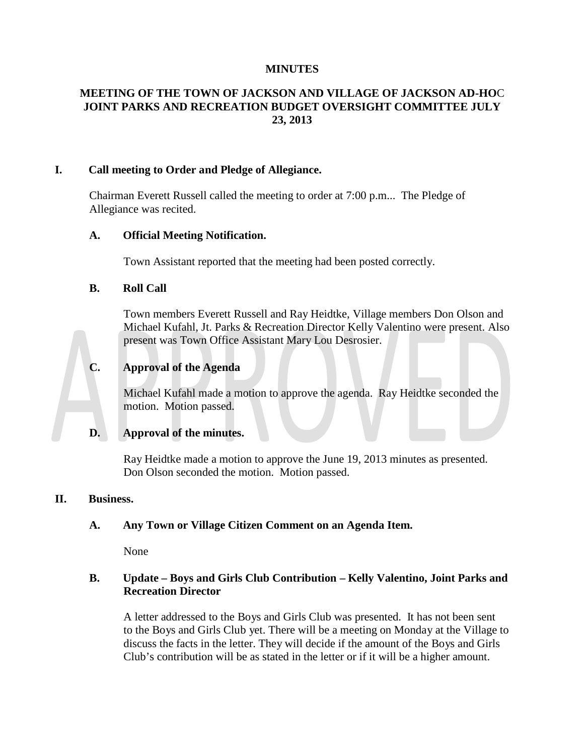**MINUTES**

**MEETING OF THE TOWN OF JACKSON AND VILLAGE OF JACKSON AD-HOC JOINT PARKS AND RECREATION BUDGET OVERSIGHT COMMITTEE JULY 23, 2013**

## I. Call meeting to Order and Pledge of Allegiance.

Chairman Everett Russell called the meeting to order at 7:00 p.m... The Pledge of Allegiance was recited.

### A. Official Meeting Notification.

Town Assistant reported that the meeting had been posted correctly.

### B. Roll Call

Town members Everett Russell and Ray Heidtke, Village members Don Olson and Michael Kufahl, Jt. Parks & Recreation Director Kelly Valentino were present. Also present was Town Office Assistant Mary Lou Desrosier.

### C. Approval of the Agenda

Michael Kufahl made a motion to approve the agenda. Ray Heidtke seconded the motion. Motion passed.

### D. Approval of the minutes.

Ray Heidtke made a motion to approve the June 19, 2013 minutes as presented. Don Olson seconded the motion. Motion passed.

## II. Business.

### A. Any Town or Village Citizen Comment on an Agenda Item.

None

### B. Update – Boys and Girls Club Contribution – Kelly Valentino, Joint Parks and Recreation Director

A letter addressed to the Boys and Girls Club was presented. It has not been sent to the Boys and Girls Club yet. There will be a meeting on Monday at the Village to discuss the facts in the letter. They will decide if the amount of the Boys and Girls Club's contribution will be as stated in the letter or if it will be a higher amount.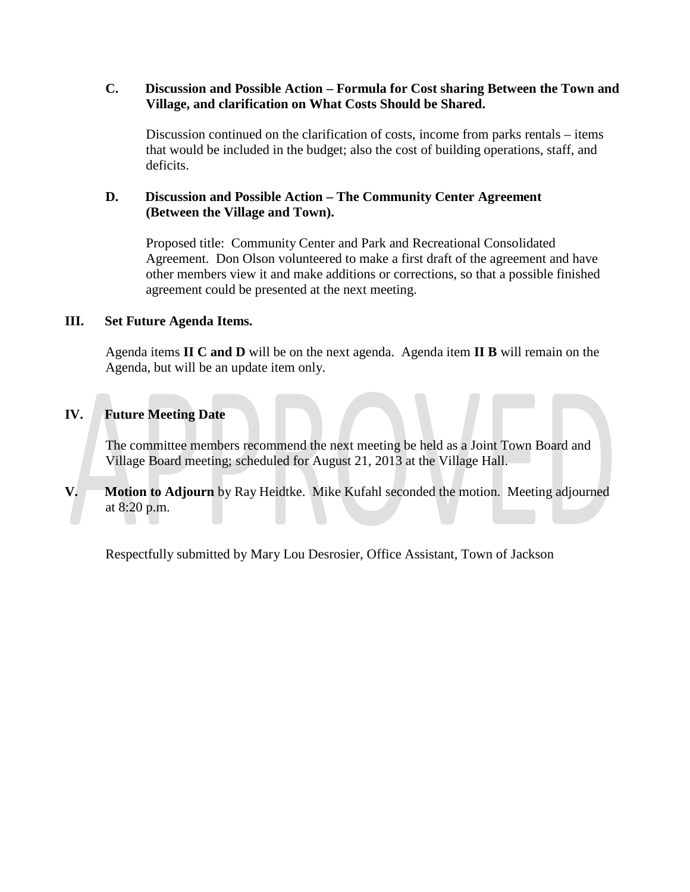**C. Discussion and Possible Action – Formula for Cost sharing Between the Town and Village, and clarification on What Costs Should be Shared.**

Discussion continued on the clarification of costs, income from parks rentals – items that would be included in the budget; also the cost of building operations, staff, and deficits.

**D. Discussion and Possible Action – The Community Center Agreement (Between the Village and Town).**

Proposed title: Community Center and Park and Recreational Consolidated Agreement. Don Olson volunteered to make a first draft of the agreement and have other members view it and make additions or corrections, so that a possible finished agreement could be presented at the next meeting.

**III. Set Future Agenda Items.**

Agenda items **II C and D** will be on the next agenda. Agenda item **II B** will remain on the Agenda, but will be an update item only.

**IV. Future Meeting Date**

The committee members recommend the next meeting be held as a Joint Town Board and Village Board meeting; scheduled for August 21, 2013 at the Village Hall.

**V. Motion to Adjourn** by Ray Heidtke. Mike Kufahl seconded the motion. Meeting adjourned at 8:20 p.m.

Respectfully submitted by Mary Lou Desrosier, Office Assistant, Town of Jackson

APPROVED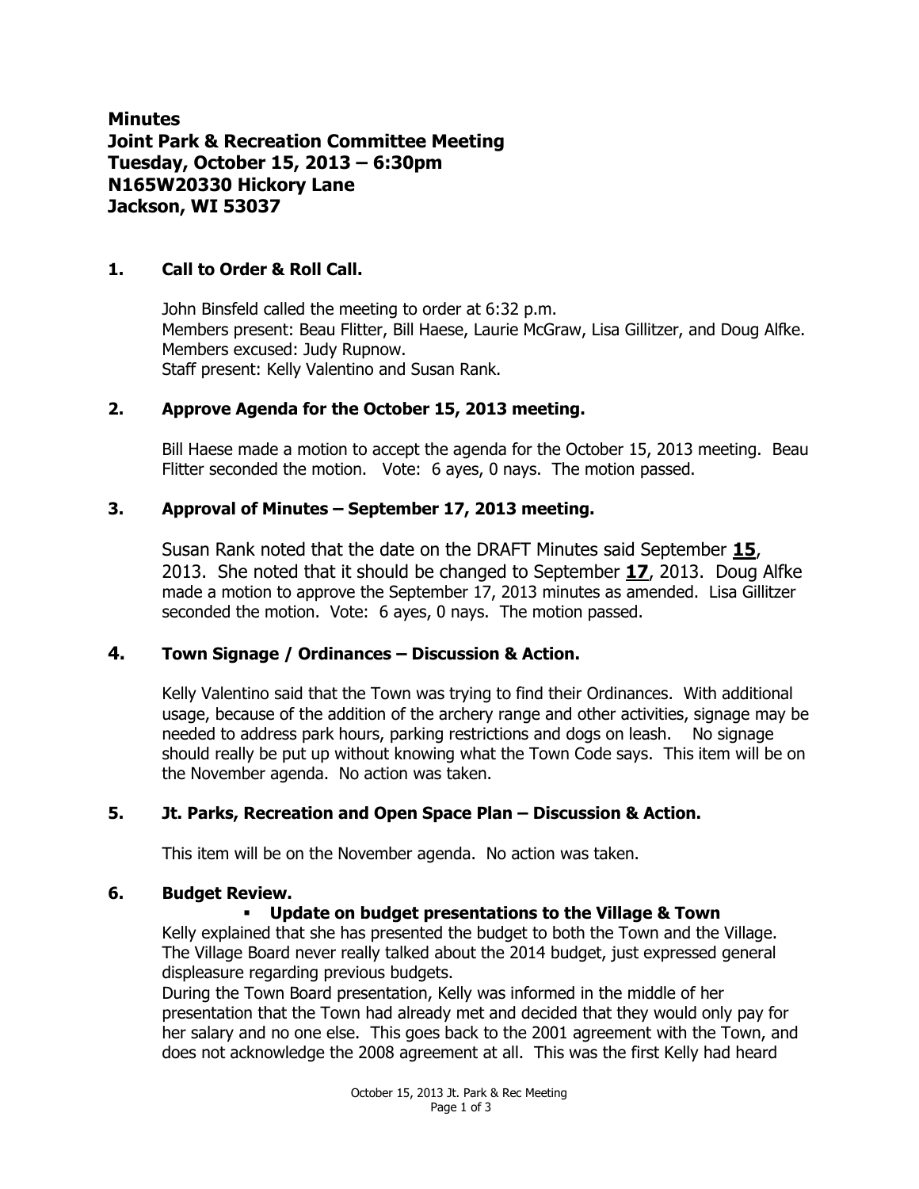**Minutes**
**Joint Park & Recreation Committee Meeting**
**Tuesday, October 15, 2013 – 6:30pm**
**N165W20330 Hickory Lane**
**Jackson, WI 53037**

## 1. Call to Order & Roll Call.

John Binsfeld called the meeting to order at 6:32 p.m.
Members present: Beau Flitter, Bill Haese, Laurie McGraw, Lisa Gillitzer, and Doug Alfke.
Members excused: Judy Rupnow.
Staff present: Kelly Valentino and Susan Rank.

## 2. Approve Agenda for the October 15, 2013 meeting.

Bill Haese made a motion to accept the agenda for the October 15, 2013 meeting. Beau Flitter seconded the motion. Vote: 6 ayes, 0 nays. The motion passed.

## 3. Approval of Minutes – September 17, 2013 meeting.

Susan Rank noted that the date on the DRAFT Minutes said September **15**, 2013. She noted that it should be changed to September **17**, 2013. Doug Alfke made a motion to approve the September 17, 2013 minutes as amended. Lisa Gillitzer seconded the motion. Vote: 6 ayes, 0 nays. The motion passed.

## 4. Town Signage / Ordinances – Discussion & Action.

Kelly Valentino said that the Town was trying to find their Ordinances. With additional usage, because of the addition of the archery range and other activities, signage may be needed to address park hours, parking restrictions and dogs on leash. No signage should really be put up without knowing what the Town Code says. This item will be on the November agenda. No action was taken.

## 5. Jt. Parks, Recreation and Open Space Plan – Discussion & Action.

This item will be on the November agenda. No action was taken.

## 6. Budget Review.

- **Update on budget presentations to the Village & Town**

Kelly explained that she has presented the budget to both the Town and the Village. The Village Board never really talked about the 2014 budget, just expressed general displeasure regarding previous budgets.

During the Town Board presentation, Kelly was informed in the middle of her presentation that the Town had already met and decided that they would only pay for her salary and no one else. This goes back to the 2001 agreement with the Town, and does not acknowledge the 2008 agreement at all. This was the first Kelly had heard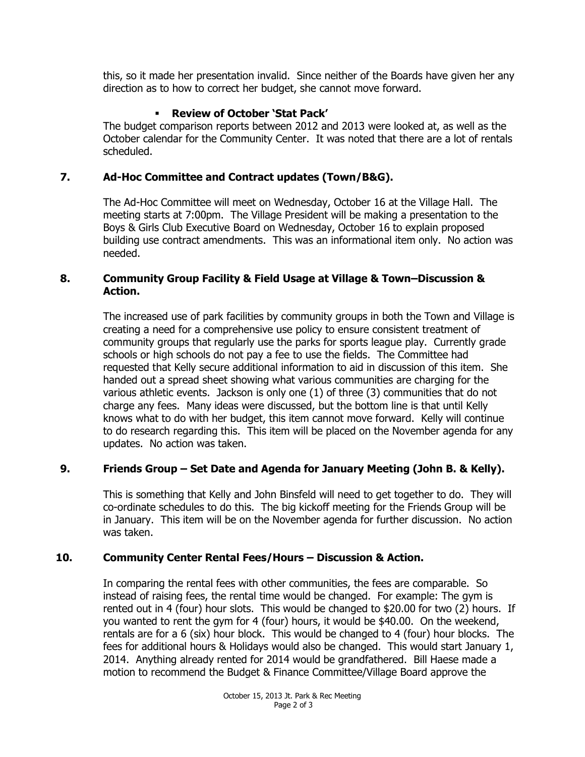this, so it made her presentation invalid. Since neither of the Boards have given her any direction as to how to correct her budget, she cannot move forward.

- **Review of October 'Stat Pack'**

The budget comparison reports between 2012 and 2013 were looked at, as well as the October calendar for the Community Center. It was noted that there are a lot of rentals scheduled.

## 7. Ad-Hoc Committee and Contract updates (Town/B&G).

The Ad-Hoc Committee will meet on Wednesday, October 16 at the Village Hall. The meeting starts at 7:00pm. The Village President will be making a presentation to the Boys & Girls Club Executive Board on Wednesday, October 16 to explain proposed building use contract amendments. This was an informational item only. No action was needed.

## 8. Community Group Facility & Field Usage at Village & Town–Discussion & Action.

The increased use of park facilities by community groups in both the Town and Village is creating a need for a comprehensive use policy to ensure consistent treatment of community groups that regularly use the parks for sports league play. Currently grade schools or high schools do not pay a fee to use the fields. The Committee had requested that Kelly secure additional information to aid in discussion of this item. She handed out a spread sheet showing what various communities are charging for the various athletic events. Jackson is only one (1) of three (3) communities that do not charge any fees. Many ideas were discussed, but the bottom line is that until Kelly knows what to do with her budget, this item cannot move forward. Kelly will continue to do research regarding this. This item will be placed on the November agenda for any updates. No action was taken.

## 9. Friends Group – Set Date and Agenda for January Meeting (John B. & Kelly).

This is something that Kelly and John Binsfeld will need to get together to do. They will co-ordinate schedules to do this. The big kickoff meeting for the Friends Group will be in January. This item will be on the November agenda for further discussion. No action was taken.

## 10. Community Center Rental Fees/Hours – Discussion & Action.

In comparing the rental fees with other communities, the fees are comparable. So instead of raising fees, the rental time would be changed. For example: The gym is rented out in 4 (four) hour slots. This would be changed to $20.00 for two (2) hours. If you wanted to rent the gym for 4 (four) hours, it would be $40.00. On the weekend, rentals are for a 6 (six) hour block. This would be changed to 4 (four) hour blocks. The fees for additional hours & Holidays would also be changed. This would start January 1, 2014. Anything already rented for 2014 would be grandfathered. Bill Haese made a motion to recommend the Budget & Finance Committee/Village Board approve the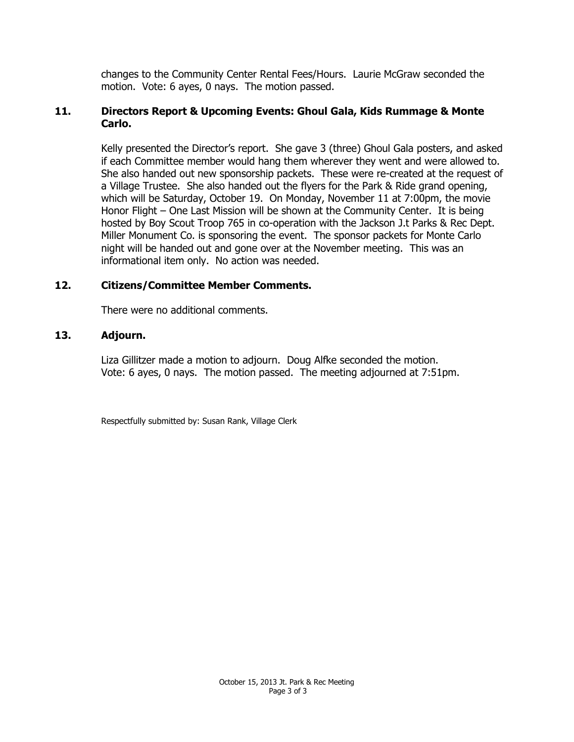changes to the Community Center Rental Fees/Hours. Laurie McGraw seconded the motion. Vote: 6 ayes, 0 nays. The motion passed.

**11. Directors Report & Upcoming Events: Ghoul Gala, Kids Rummage & Monte Carlo.**

Kelly presented the Director's report. She gave 3 (three) Ghoul Gala posters, and asked if each Committee member would hang them wherever they went and were allowed to. She also handed out new sponsorship packets. These were re-created at the request of a Village Trustee. She also handed out the flyers for the Park & Ride grand opening, which will be Saturday, October 19. On Monday, November 11 at 7:00pm, the movie Honor Flight – One Last Mission will be shown at the Community Center. It is being hosted by Boy Scout Troop 765 in co-operation with the Jackson J.t Parks & Rec Dept. Miller Monument Co. is sponsoring the event. The sponsor packets for Monte Carlo night will be handed out and gone over at the November meeting. This was an informational item only. No action was needed.

**12. Citizens/Committee Member Comments.**

There were no additional comments.

**13. Adjourn.**

Liza Gillitzer made a motion to adjourn. Doug Alfke seconded the motion. Vote: 6 ayes, 0 nays. The motion passed. The meeting adjourned at 7:51pm.

Respectfully submitted by: Susan Rank, Village Clerk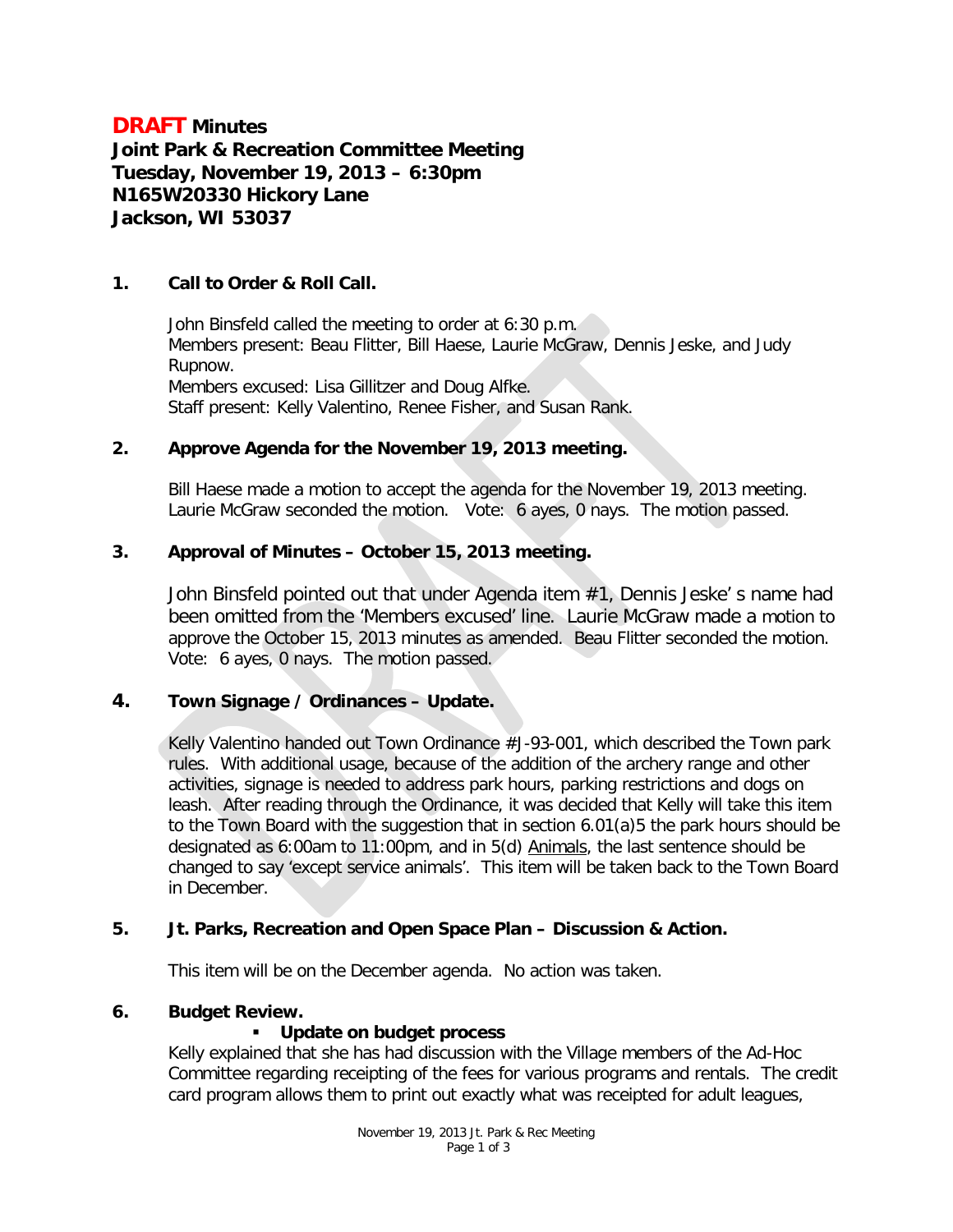# **DRAFT Minutes**
**Joint Park & Recreation Committee Meeting**
**Tuesday, November 19, 2013 – 6:30pm**
**N165W20330 Hickory Lane**
**Jackson, WI 53037**

## 1. Call to Order & Roll Call.

John Binsfeld called the meeting to order at 6:30 p.m.
Members present: Beau Flitter, Bill Haese, Laurie McGraw, Dennis Jeske, and Judy Rupnow.
Members excused: Lisa Gillitzer and Doug Alfke.
Staff present: Kelly Valentino, Renee Fisher, and Susan Rank.

## 2. Approve Agenda for the November 19, 2013 meeting.

Bill Haese made a motion to accept the agenda for the November 19, 2013 meeting. Laurie McGraw seconded the motion. Vote: 6 ayes, 0 nays. The motion passed.

## 3. Approval of Minutes – October 15, 2013 meeting.

John Binsfeld pointed out that under Agenda item #1, Dennis Jeske' s name had been omitted from the 'Members excused' line. Laurie McGraw made a motion to approve the October 15, 2013 minutes as amended. Beau Flitter seconded the motion. Vote: 6 ayes, 0 nays. The motion passed.

## 4. Town Signage / Ordinances – Update.

Kelly Valentino handed out Town Ordinance #J-93-001, which described the Town park rules. With additional usage, because of the addition of the archery range and other activities, signage is needed to address park hours, parking restrictions and dogs on leash. After reading through the Ordinance, it was decided that Kelly will take this item to the Town Board with the suggestion that in section 6.01(a)5 the park hours should be designated as 6:00am to 11:00pm, and in 5(d) Animals, the last sentence should be changed to say 'except service animals'. This item will be taken back to the Town Board in December.

## 5. Jt. Parks, Recreation and Open Space Plan – Discussion & Action.

This item will be on the December agenda. No action was taken.

## 6. Budget Review.

- **Update on budget process**

Kelly explained that she has had discussion with the Village members of the Ad-Hoc Committee regarding receipting of the fees for various programs and rentals. The credit card program allows them to print out exactly what was receipted for adult leagues,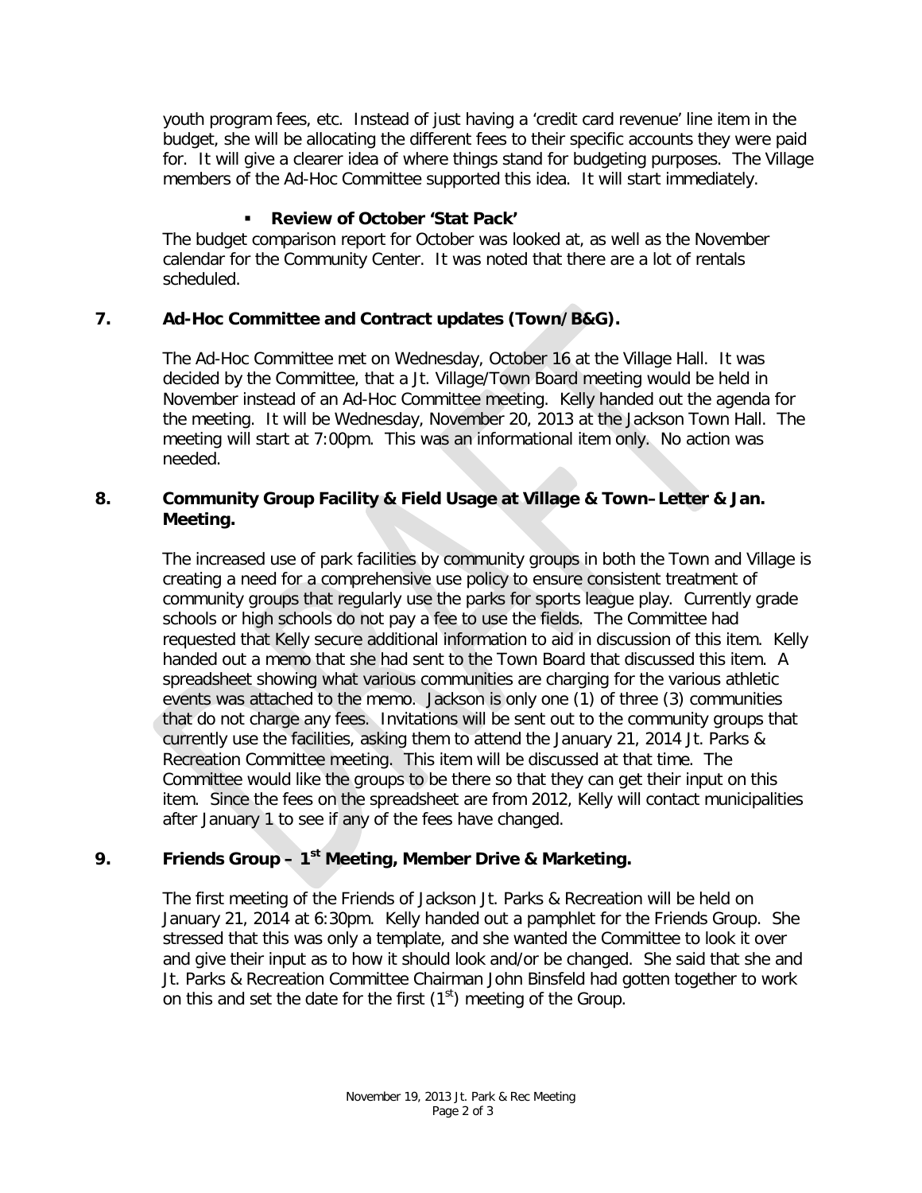youth program fees, etc. Instead of just having a 'credit card revenue' line item in the budget, she will be allocating the different fees to their specific accounts they were paid for. It will give a clearer idea of where things stand for budgeting purposes. The Village members of the Ad-Hoc Committee supported this idea. It will start immediately.

- **Review of October 'Stat Pack'**

The budget comparison report for October was looked at, as well as the November calendar for the Community Center. It was noted that there are a lot of rentals scheduled.

**7. Ad-Hoc Committee and Contract updates (Town/B&G).**

The Ad-Hoc Committee met on Wednesday, October 16 at the Village Hall. It was decided by the Committee, that a Jt. Village/Town Board meeting would be held in November instead of an Ad-Hoc Committee meeting. Kelly handed out the agenda for the meeting. It will be Wednesday, November 20, 2013 at the Jackson Town Hall. The meeting will start at 7:00pm. This was an informational item only. No action was needed.

**8. Community Group Facility & Field Usage at Village & Town–Letter & Jan. Meeting.**

The increased use of park facilities by community groups in both the Town and Village is creating a need for a comprehensive use policy to ensure consistent treatment of community groups that regularly use the parks for sports league play. Currently grade schools or high schools do not pay a fee to use the fields. The Committee had requested that Kelly secure additional information to aid in discussion of this item. Kelly handed out a memo that she had sent to the Town Board that discussed this item. A spreadsheet showing what various communities are charging for the various athletic events was attached to the memo. Jackson is only one (1) of three (3) communities that do not charge any fees. Invitations will be sent out to the community groups that currently use the facilities, asking them to attend the January 21, 2014 Jt. Parks & Recreation Committee meeting. This item will be discussed at that time. The Committee would like the groups to be there so that they can get their input on this item. Since the fees on the spreadsheet are from 2012, Kelly will contact municipalities after January 1 to see if any of the fees have changed.

**9. Friends Group – 1st Meeting, Member Drive & Marketing.**

The first meeting of the Friends of Jackson Jt. Parks & Recreation will be held on January 21, 2014 at 6:30pm. Kelly handed out a pamphlet for the Friends Group. She stressed that this was only a template, and she wanted the Committee to look it over and give their input as to how it should look and/or be changed. She said that she and Jt. Parks & Recreation Committee Chairman John Binsfeld had gotten together to work on this and set the date for the first (1st) meeting of the Group.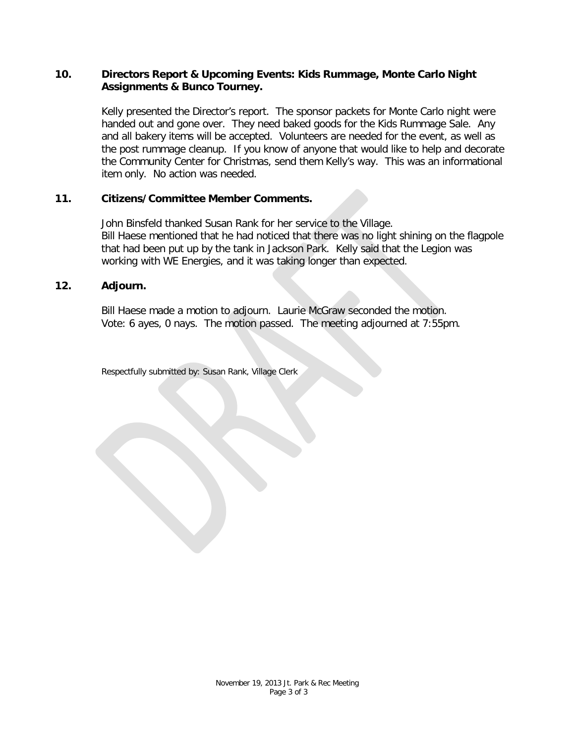**10. Directors Report & Upcoming Events: Kids Rummage, Monte Carlo Night Assignments & Bunco Tourney.**

Kelly presented the Director's report. The sponsor packets for Monte Carlo night were handed out and gone over. They need baked goods for the Kids Rummage Sale. Any and all bakery items will be accepted. Volunteers are needed for the event, as well as the post rummage cleanup. If you know of anyone that would like to help and decorate the Community Center for Christmas, send them Kelly's way. This was an informational item only. No action was needed.

**11. Citizens/Committee Member Comments.**

John Binsfeld thanked Susan Rank for her service to the Village.
Bill Haese mentioned that he had noticed that there was no light shining on the flagpole that had been put up by the tank in Jackson Park. Kelly said that the Legion was working with WE Energies, and it was taking longer than expected.

**12. Adjourn.**

Bill Haese made a motion to adjourn. Laurie McGraw seconded the motion.
Vote: 6 ayes, 0 nays. The motion passed. The meeting adjourned at 7:55pm.

Respectfully submitted by: Susan Rank, Village Clerk